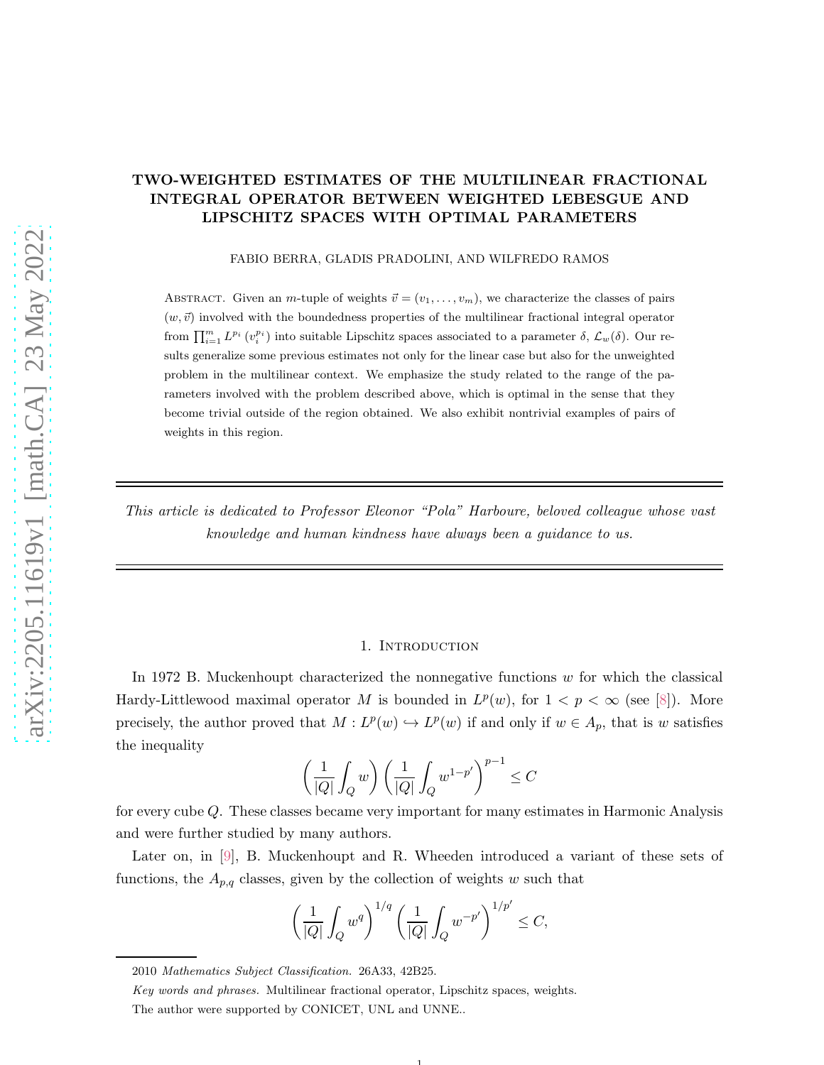# TWO-WEIGHTED ESTIMATES OF THE MULTILINEAR FRACTIONAL INTEGRAL OPERATOR BETWEEN WEIGHTED LEBESGUE AND LIPSCHITZ SPACES WITH OPTIMAL PARAMETERS

FABIO BERRA, GLADIS PRADOLINI, AND WILFREDO RAMOS

Abstract. Given an $m$-tuple of weights $\vec{v} = (v_1, \ldots, v_m)$, we characterize the classes of pairs $(w, \vec{v})$ involved with the boundedness properties of the multilinear fractional integral operator from $\prod_{i=1}^m L^{p_i}(v_i^{p_i})$ into suitable Lipschitz spaces associated to a parameter $\delta$, $\mathcal{L}_w(\delta)$. Our results generalize some previous estimates not only for the linear case but also for the unweighted problem in the multilinear context. We emphasize the study related to the range of the parameters involved with the problem described above, which is optimal in the sense that they become trivial outside of the region obtained. We also exhibit nontrivial examples of pairs of weights in this region.

*This article is dedicated to Professor Eleonor "Pola" Harboure, beloved colleague whose vast knowledge and human kindness have always been a guidance to us.*

## 1. Introduction

In 1972 B. Muckenhoupt characterized the nonnegative functions $w$ for which the classical Hardy-Littlewood maximal operator $M$ is bounded in $L^p(w)$, for $1 < p < \infty$ (see [8]). More precisely, the author proved that $M : L^p(w) \hookrightarrow L^p(w)$ if and only if $w \in A_p$, that is $w$ satisfies the inequality

$$\left(\frac{1}{|Q|}\int_Q w\right)\left(\frac{1}{|Q|}\int_Q w^{1-p'}\right)^{p-1} \leq C$$

for every cube $Q$. These classes became very important for many estimates in Harmonic Analysis and were further studied by many authors.

Later on, in [9], B. Muckenhoupt and R. Wheeden introduced a variant of these sets of functions, the $A_{p,q}$ classes, given by the collection of weights $w$ such that

$$\left(\frac{1}{|Q|}\int_Q w^q\right)^{1/q}\left(\frac{1}{|Q|}\int_Q w^{-p'}\right)^{1/p'} \leq C,$$

2010 *Mathematics Subject Classification.* 26A33, 42B25.

*Key words and phrases.* Multilinear fractional operator, Lipschitz spaces, weights.

The author were supported by CONICET, UNL and UNNE..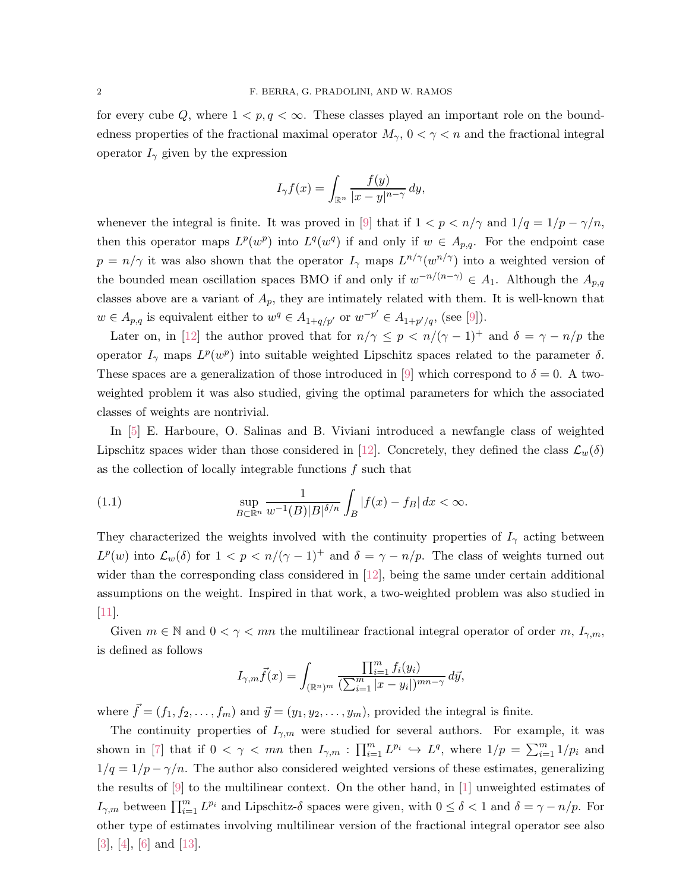for every cube $Q$, where $1 < p, q < \infty$. These classes played an important role on the boundedness properties of the fractional maximal operator $M_\gamma$, $0 < \gamma < n$ and the fractional integral operator $I_\gamma$ given by the expression

$$I_\gamma f(x) = \int_{\mathbb{R}^n} \frac{f(y)}{|x-y|^{n-\gamma}}\, dy,$$

whenever the integral is finite. It was proved in [9] that if $1 < p < n/\gamma$ and $1/q = 1/p - \gamma/n$, then this operator maps $L^p(w^p)$ into $L^q(w^q)$ if and only if $w \in A_{p,q}$. For the endpoint case $p = n/\gamma$ it was also shown that the operator $I_\gamma$ maps $L^{n/\gamma}(w^{n/\gamma})$ into a weighted version of the bounded mean oscillation spaces BMO if and only if $w^{-n/(n-\gamma)} \in A_1$. Although the $A_{p,q}$ classes above are a variant of $A_p$, they are intimately related with them. It is well-known that $w \in A_{p,q}$ is equivalent either to $w^q \in A_{1+q/p'}$ or $w^{-p'} \in A_{1+p'/q}$, (see [9]).

Later on, in [12] the author proved that for $n/\gamma \leq p < n/(\gamma - 1)^+$ and $\delta = \gamma - n/p$ the operator $I_\gamma$ maps $L^p(w^p)$ into suitable weighted Lipschitz spaces related to the parameter $\delta$. These spaces are a generalization of those introduced in [9] which correspond to $\delta = 0$. A two-weighted problem it was also studied, giving the optimal parameters for which the associated classes of weights are nontrivial.

In [5] E. Harboure, O. Salinas and B. Viviani introduced a newfangle class of weighted Lipschitz spaces wider than those considered in [12]. Concretely, they defined the class $\mathcal{L}_w(\delta)$ as the collection of locally integrable functions $f$ such that

$$\sup_{B \subset \mathbb{R}^n} \frac{1}{w^{-1}(B)|B|^{\delta/n}} \int_B |f(x) - f_B|\, dx < \infty. \tag{1.1}$$

They characterized the weights involved with the continuity properties of $I_\gamma$ acting between $L^p(w)$ into $\mathcal{L}_w(\delta)$ for $1 < p < n/(\gamma - 1)^+$ and $\delta = \gamma - n/p$. The class of weights turned out wider than the corresponding class considered in [12], being the same under certain additional assumptions on the weight. Inspired in that work, a two-weighted problem was also studied in [11].

Given $m \in \mathbb{N}$ and $0 < \gamma < mn$ the multilinear fractional integral operator of order $m$, $I_{\gamma,m}$, is defined as follows

$$I_{\gamma,m}\vec{f}(x) = \int_{(\mathbb{R}^n)^m} \frac{\prod_{i=1}^m f_i(y_i)}{\left(\sum_{i=1}^m |x - y_i|\right)^{mn-\gamma}}\, d\vec{y},$$

where $\vec{f} = (f_1, f_2, \ldots, f_m)$ and $\vec{y} = (y_1, y_2, \ldots, y_m)$, provided the integral is finite.

The continuity properties of $I_{\gamma,m}$ were studied for several authors. For example, it was shown in [7] that if $0 < \gamma < mn$ then $I_{\gamma,m} : \prod_{i=1}^m L^{p_i} \hookrightarrow L^q$, where $1/p = \sum_{i=1}^m 1/p_i$ and $1/q = 1/p - \gamma/n$. The author also considered weighted versions of these estimates, generalizing the results of [9] to the multilinear context. On the other hand, in [1] unweighted estimates of $I_{\gamma,m}$ between $\prod_{i=1}^m L^{p_i}$ and Lipschitz-$\delta$ spaces were given, with $0 \leq \delta < 1$ and $\delta = \gamma - n/p$. For other type of estimates involving multilinear version of the fractional integral operator see also [3], [4], [6] and [13].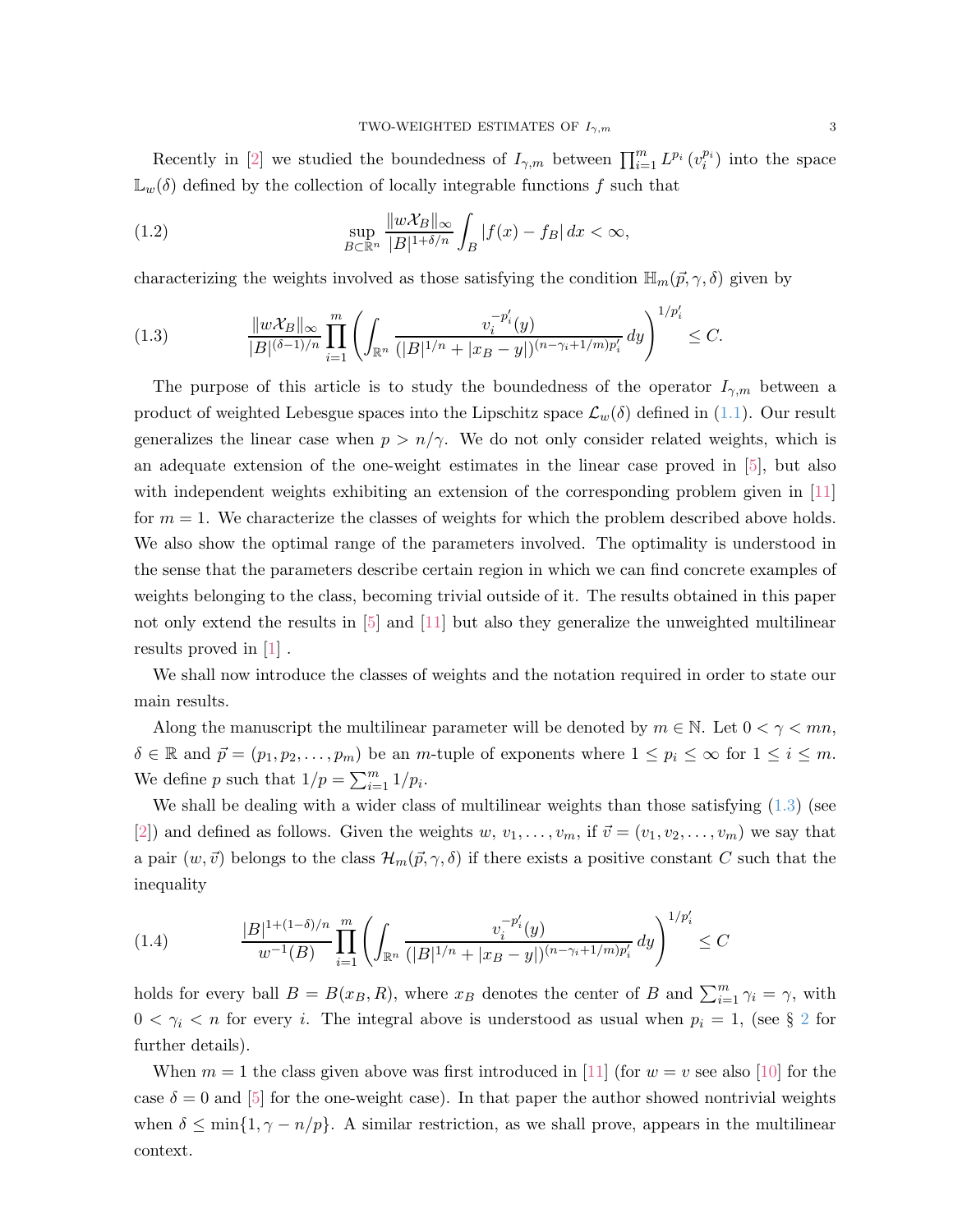Recently in [2] we studied the boundedness of $I_{\gamma,m}$ between $\prod_{i=1}^m L^{p_i}(v_i^{p_i})$ into the space $\mathbb{L}_w(\delta)$ defined by the collection of locally integrable functions $f$ such that

$$\sup_{B\subset\mathbb{R}^n} \frac{\|w\mathcal{X}_B\|_\infty}{|B|^{1+\delta/n}} \int_B |f(x)-f_B|\,dx < \infty, \tag{1.2}$$

characterizing the weights involved as those satisfying the condition $\mathbb{H}_m(\vec{p},\gamma,\delta)$ given by

$$\frac{\|w\mathcal{X}_B\|_\infty}{|B|^{(\delta-1)/n}} \prod_{i=1}^m \left(\int_{\mathbb{R}^n} \frac{v_i^{-p_i'}(y)}{(|B|^{1/n}+|x_B-y|)^{(n-\gamma_i+1/m)p_i'}}\,dy\right)^{1/p_i'} \leq C. \tag{1.3}$$

The purpose of this article is to study the boundedness of the operator $I_{\gamma,m}$ between a product of weighted Lebesgue spaces into the Lipschitz space $\mathcal{L}_w(\delta)$ defined in (1.1). Our result generalizes the linear case when $p > n/\gamma$. We do not only consider related weights, which is an adequate extension of the one-weight estimates in the linear case proved in [5], but also with independent weights exhibiting an extension of the corresponding problem given in [11] for $m = 1$. We characterize the classes of weights for which the problem described above holds. We also show the optimal range of the parameters involved. The optimality is understood in the sense that the parameters describe certain region in which we can find concrete examples of weights belonging to the class, becoming trivial outside of it. The results obtained in this paper not only extend the results in [5] and [11] but also they generalize the unweighted multilinear results proved in [1] .

We shall now introduce the classes of weights and the notation required in order to state our main results.

Along the manuscript the multilinear parameter will be denoted by $m \in \mathbb{N}$. Let $0 < \gamma < mn$, $\delta \in \mathbb{R}$ and $\vec{p} = (p_1, p_2, \ldots, p_m)$ be an $m$-tuple of exponents where $1 \leq p_i \leq \infty$ for $1 \leq i \leq m$. We define $p$ such that $1/p = \sum_{i=1}^m 1/p_i$.

We shall be dealing with a wider class of multilinear weights than those satisfying (1.3) (see [2]) and defined as follows. Given the weights $w, v_1, \ldots, v_m$, if $\vec{v} = (v_1, v_2, \ldots, v_m)$ we say that a pair $(w, \vec{v})$ belongs to the class $\mathcal{H}_m(\vec{p},\gamma,\delta)$ if there exists a positive constant $C$ such that the inequality

$$\frac{|B|^{1+(1-\delta)/n}}{w^{-1}(B)} \prod_{i=1}^m \left(\int_{\mathbb{R}^n} \frac{v_i^{-p_i'}(y)}{(|B|^{1/n}+|x_B-y|)^{(n-\gamma_i+1/m)p_i'}}\,dy\right)^{1/p_i'} \leq C \tag{1.4}$$

holds for every ball $B = B(x_B, R)$, where $x_B$ denotes the center of $B$ and $\sum_{i=1}^m \gamma_i = \gamma$, with $0 < \gamma_i < n$ for every $i$. The integral above is understood as usual when $p_i = 1$, (see § 2 for further details).

When $m = 1$ the class given above was first introduced in [11] (for $w = v$ see also [10] for the case $\delta = 0$ and [5] for the one-weight case). In that paper the author showed nontrivial weights when $\delta \leq \min\{1, \gamma - n/p\}$. A similar restriction, as we shall prove, appears in the multilinear context.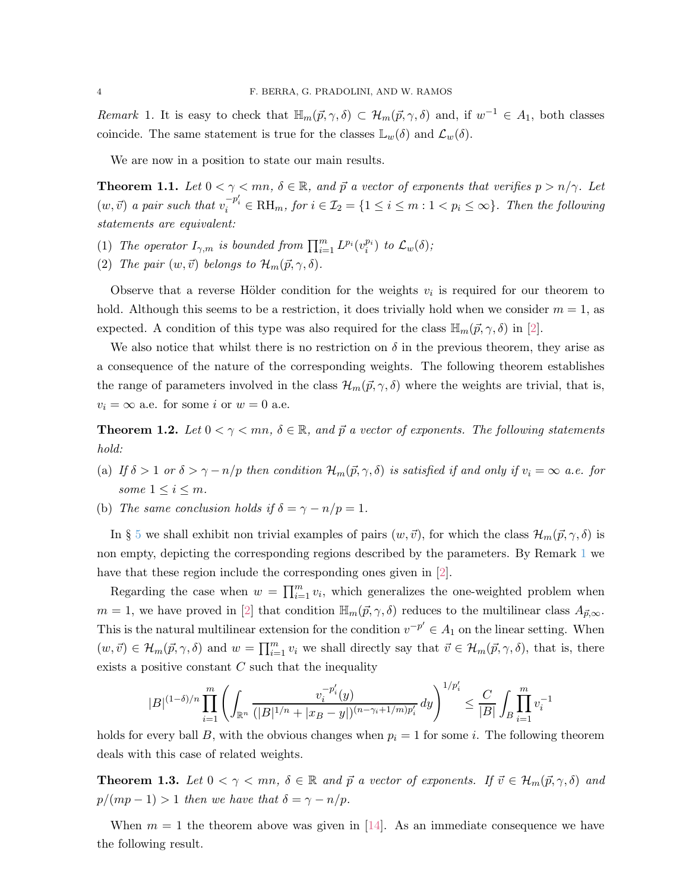*Remark* 1. It is easy to check that $\mathbb{H}_m(\vec{p},\gamma,\delta) \subset \mathcal{H}_m(\vec{p},\gamma,\delta)$ and, if $w^{-1} \in A_1$, both classes coincide. The same statement is true for the classes $\mathbb{L}_w(\delta)$ and $\mathcal{L}_w(\delta)$.

We are now in a position to state our main results.

**Theorem 1.1.** *Let $0 < \gamma < mn$, $\delta \in \mathbb{R}$, and $\vec{p}$ a vector of exponents that verifies $p > n/\gamma$. Let $(w,\vec{v})$ a pair such that $v_i^{-p_i'} \in \mathrm{RH}_m$, for $i \in \mathcal{I}_2 = \{1 \leq i \leq m : 1 < p_i \leq \infty\}$. Then the following statements are equivalent:*

1. *The operator $I_{\gamma,m}$ is bounded from $\prod_{i=1}^m L^{p_i}(v_i^{p_i})$ to $\mathcal{L}_w(\delta)$;*
2. *The pair $(w,\vec{v})$ belongs to $\mathcal{H}_m(\vec{p},\gamma,\delta)$.*

Observe that a reverse Hölder condition for the weights $v_i$ is required for our theorem to hold. Although this seems to be a restriction, it does trivially hold when we consider $m = 1$, as expected. A condition of this type was also required for the class $\mathbb{H}_m(\vec{p},\gamma,\delta)$ in [2].

We also notice that whilst there is no restriction on $\delta$ in the previous theorem, they arise as a consequence of the nature of the corresponding weights. The following theorem establishes the range of parameters involved in the class $\mathcal{H}_m(\vec{p},\gamma,\delta)$ where the weights are trivial, that is, $v_i = \infty$ a.e. for some $i$ or $w = 0$ a.e.

**Theorem 1.2.** *Let $0 < \gamma < mn$, $\delta \in \mathbb{R}$, and $\vec{p}$ a vector of exponents. The following statements hold:*

(a) *If $\delta > 1$ or $\delta > \gamma - n/p$ then condition $\mathcal{H}_m(\vec{p},\gamma,\delta)$ is satisfied if and only if $v_i = \infty$ a.e. for some $1 \leq i \leq m$.*

(b) *The same conclusion holds if $\delta = \gamma - n/p = 1$.*

In § 5 we shall exhibit non trivial examples of pairs $(w,\vec{v})$, for which the class $\mathcal{H}_m(\vec{p},\gamma,\delta)$ is non empty, depicting the corresponding regions described by the parameters. By Remark 1 we have that these region include the corresponding ones given in [2].

Regarding the case when $w = \prod_{i=1}^m v_i$, which generalizes the one-weighted problem when $m = 1$, we have proved in [2] that condition $\mathbb{H}_m(\vec{p},\gamma,\delta)$ reduces to the multilinear class $A_{\vec{p},\infty}$. This is the natural multilinear extension for the condition $v^{-p'} \in A_1$ on the linear setting. When $(w,\vec{v}) \in \mathcal{H}_m(\vec{p},\gamma,\delta)$ and $w = \prod_{i=1}^m v_i$ we shall directly say that $\vec{v} \in \mathcal{H}_m(\vec{p},\gamma,\delta)$, that is, there exists a positive constant $C$ such that the inequality

$$|B|^{(1-\delta)/n} \prod_{i=1}^m \left( \int_{\mathbb{R}^n} \frac{v_i^{-p_i'}(y)}{(|B|^{1/n} + |x_B - y|)^{(n-\gamma_i+1/m)p_i'}} \, dy \right)^{1/p_i'} \leq \frac{C}{|B|} \int_B \prod_{i=1}^m v_i^{-1}$$

holds for every ball $B$, with the obvious changes when $p_i = 1$ for some $i$. The following theorem deals with this case of related weights.

**Theorem 1.3.** *Let $0 < \gamma < mn$, $\delta \in \mathbb{R}$ and $\vec{p}$ a vector of exponents. If $\vec{v} \in \mathcal{H}_m(\vec{p},\gamma,\delta)$ and $p/(mp-1) > 1$ then we have that $\delta = \gamma - n/p$.*

When $m = 1$ the theorem above was given in [14]. As an immediate consequence we have the following result.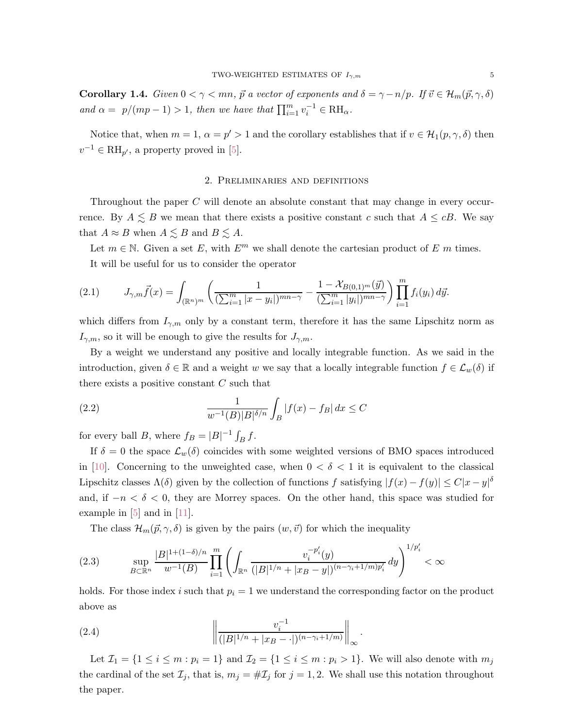**Corollary 1.4.** *Given $0 < \gamma < mn$, $\vec{p}$ a vector of exponents and $\delta = \gamma - n/p$. If $\vec{v} \in \mathcal{H}_m(\vec{p}, \gamma, \delta)$ and $\alpha = p/(mp-1) > 1$, then we have that $\prod_{i=1}^m v_i^{-1} \in \mathrm{RH}_\alpha$.*

Notice that, when $m = 1$, $\alpha = p' > 1$ and the corollary establishes that if $v \in \mathcal{H}_1(p, \gamma, \delta)$ then $v^{-1} \in \mathrm{RH}_{p'}$, a property proved in [5].

## 2. Preliminaries and definitions

Throughout the paper $C$ will denote an absolute constant that may change in every occurrence. By $A \lesssim B$ we mean that there exists a positive constant $c$ such that $A \leq cB$. We say that $A \approx B$ when $A \lesssim B$ and $B \lesssim A$.

Let $m \in \mathbb{N}$. Given a set $E$, with $E^m$ we shall denote the cartesian product of $E$ $m$ times.

It will be useful for us to consider the operator

$$J_{\gamma,m}\vec{f}(x) = \int_{(\mathbb{R}^n)^m} \left( \frac{1}{(\sum_{i=1}^m |x - y_i|)^{mn-\gamma}} - \frac{1 - \mathcal{X}_{B(0,1)^m}(\vec{y})}{(\sum_{i=1}^m |y_i|)^{mn-\gamma}} \right) \prod_{i=1}^m f_i(y_i)\, d\vec{y}. \tag{2.1}$$

which differs from $I_{\gamma,m}$ only by a constant term, therefore it has the same Lipschitz norm as $I_{\gamma,m}$, so it will be enough to give the results for $J_{\gamma,m}$.

By a weight we understand any positive and locally integrable function. As we said in the introduction, given $\delta \in \mathbb{R}$ and a weight $w$ we say that a locally integrable function $f \in \mathcal{L}_w(\delta)$ if there exists a positive constant $C$ such that

$$\frac{1}{w^{-1}(B)|B|^{\delta/n}} \int_B |f(x) - f_B|\, dx \leq C \tag{2.2}$$

for every ball $B$, where $f_B = |B|^{-1} \int_B f$.

If $\delta = 0$ the space $\mathcal{L}_w(\delta)$ coincides with some weighted versions of BMO spaces introduced in [10]. Concerning to the unweighted case, when $0 < \delta < 1$ it is equivalent to the classical Lipschitz classes $\Lambda(\delta)$ given by the collection of functions $f$ satisfying $|f(x) - f(y)| \leq C|x-y|^\delta$ and, if $-n < \delta < 0$, they are Morrey spaces. On the other hand, this space was studied for example in [5] and in [11].

The class $\mathcal{H}_m(\vec{p}, \gamma, \delta)$ is given by the pairs $(w, \vec{v})$ for which the inequality

$$\sup_{B \subset \mathbb{R}^n} \frac{|B|^{1+(1-\delta)/n}}{w^{-1}(B)} \prod_{i=1}^m \left( \int_{\mathbb{R}^n} \frac{v_i^{-p_i'}(y)}{(|B|^{1/n} + |x_B - y|)^{(n-\gamma_i+1/m)p_i'}}\, dy \right)^{1/p_i'} < \infty \tag{2.3}$$

holds. For those index $i$ such that $p_i = 1$ we understand the corresponding factor on the product above as

$$\left\| \frac{v_i^{-1}}{(|B|^{1/n} + |x_B - \cdot|)^{(n-\gamma_i+1/m)}} \right\|_\infty. \tag{2.4}$$

Let $\mathcal{I}_1 = \{1 \leq i \leq m : p_i = 1\}$ and $\mathcal{I}_2 = \{1 \leq i \leq m : p_i > 1\}$. We will also denote with $m_j$ the cardinal of the set $\mathcal{I}_j$, that is, $m_j = \#\mathcal{I}_j$ for $j = 1, 2$. We shall use this notation throughout the paper.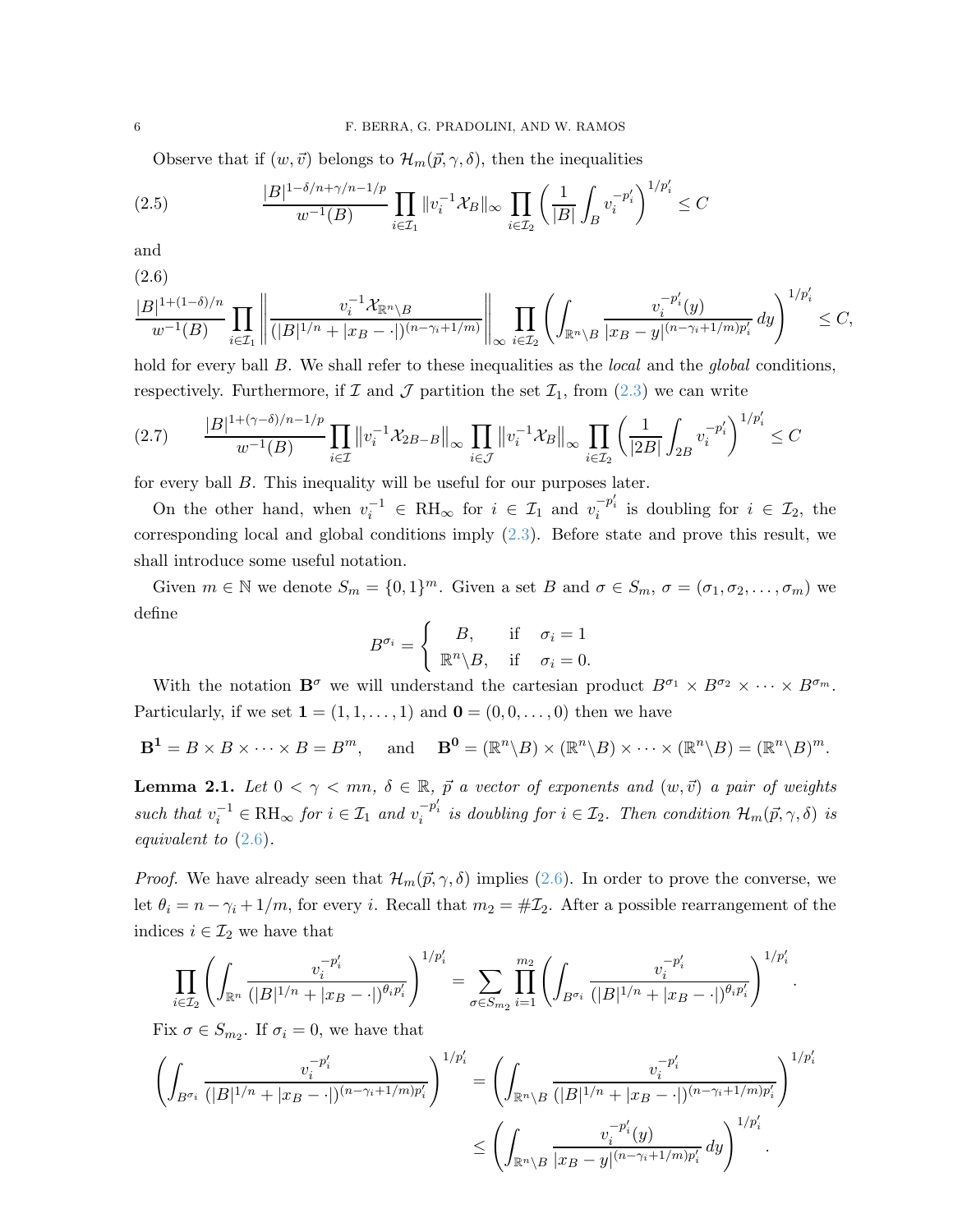Observe that if $(w,\vec{v})$ belongs to $\mathcal{H}_m(\vec{p},\gamma,\delta)$, then the inequalities

$$\frac{|B|^{1-\delta/n+\gamma/n-1/p}}{w^{-1}(B)}\prod_{i\in\mathcal{I}_1}\|v_i^{-1}\mathcal{X}_B\|_\infty\prod_{i\in\mathcal{I}_2}\left(\frac{1}{|B|}\int_B v_i^{-p_i'}\right)^{1/p_i'}\leq C \tag{2.5}$$

and

$$\frac{|B|^{1+(1-\delta)/n}}{w^{-1}(B)}\prod_{i\in\mathcal{I}_1}\left\|\frac{v_i^{-1}\mathcal{X}_{\mathbb{R}^n\setminus B}}{(|B|^{1/n}+|x_B-\cdot|)^{(n-\gamma_i+1/m)}}\right\|_\infty\prod_{i\in\mathcal{I}_2}\left(\int_{\mathbb{R}^n\setminus B}\frac{v_i^{-p_i'}(y)}{|x_B-y|^{(n-\gamma_i+1/m)p_i'}}\,dy\right)^{1/p_i'}\leq C, \tag{2.6}$$

hold for every ball $B$. We shall refer to these inequalities as the *local* and the *global* conditions, respectively. Furthermore, if $\mathcal{I}$ and $\mathcal{J}$ partition the set $\mathcal{I}_1$, from (2.3) we can write

$$\frac{|B|^{1+(\gamma-\delta)/n-1/p}}{w^{-1}(B)}\prod_{i\in\mathcal{I}}\left\|v_i^{-1}\mathcal{X}_{2B-B}\right\|_\infty\prod_{i\in\mathcal{J}}\left\|v_i^{-1}\mathcal{X}_B\right\|_\infty\prod_{i\in\mathcal{I}_2}\left(\frac{1}{|2B|}\int_{2B}v_i^{-p_i'}\right)^{1/p_i'}\leq C \tag{2.7}$$

for every ball $B$. This inequality will be useful for our purposes later.

On the other hand, when $v_i^{-1}\in \mathrm{RH}_\infty$ for $i\in\mathcal{I}_1$ and $v_i^{-p_i'}$ is doubling for $i\in\mathcal{I}_2$, the corresponding local and global conditions imply (2.3). Before state and prove this result, we shall introduce some useful notation.

Given $m\in\mathbb{N}$ we denote $S_m=\{0,1\}^m$. Given a set $B$ and $\sigma\in S_m$, $\sigma=(\sigma_1,\sigma_2,\dots,\sigma_m)$ we define

$$B^{\sigma_i}=\begin{cases} B, & \text{if}\quad \sigma_i=1\\ \mathbb{R}^n\setminus B, & \text{if}\quad \sigma_i=0.\end{cases}$$

With the notation $\mathbf{B}^\sigma$ we will understand the cartesian product $B^{\sigma_1}\times B^{\sigma_2}\times\cdots\times B^{\sigma_m}$. Particularly, if we set $\mathbf{1}=(1,1,\dots,1)$ and $\mathbf{0}=(0,0,\dots,0)$ then we have

$$\mathbf{B}^{\mathbf{1}}=B\times B\times\cdots\times B=B^m,\quad\text{ and }\quad \mathbf{B}^{\mathbf{0}}=(\mathbb{R}^n\setminus B)\times(\mathbb{R}^n\setminus B)\times\cdots\times(\mathbb{R}^n\setminus B)=(\mathbb{R}^n\setminus B)^m.$$

**Lemma 2.1.** *Let $0<\gamma<mn$, $\delta\in\mathbb{R}$, $\vec{p}$ a vector of exponents and $(w,\vec{v})$ a pair of weights such that $v_i^{-1}\in\mathrm{RH}_\infty$ for $i\in\mathcal{I}_1$ and $v_i^{-p_i'}$ is doubling for $i\in\mathcal{I}_2$. Then condition $\mathcal{H}_m(\vec{p},\gamma,\delta)$ is equivalent to (2.6).*

*Proof.* We have already seen that $\mathcal{H}_m(\vec{p},\gamma,\delta)$ implies (2.6). In order to prove the converse, we let $\theta_i=n-\gamma_i+1/m$, for every $i$. Recall that $m_2=\#\mathcal{I}_2$. After a possible rearrangement of the indices $i\in\mathcal{I}_2$ we have that

$$\prod_{i\in\mathcal{I}_2}\left(\int_{\mathbb{R}^n}\frac{v_i^{-p_i'}}{(|B|^{1/n}+|x_B-\cdot|)^{\theta_i p_i'}}\right)^{1/p_i'}=\sum_{\sigma\in S_{m_2}}\prod_{i=1}^{m_2}\left(\int_{B^{\sigma_i}}\frac{v_i^{-p_i'}}{(|B|^{1/n}+|x_B-\cdot|)^{\theta_i p_i'}}\right)^{1/p_i'}.$$

Fix $\sigma\in S_{m_2}$. If $\sigma_i=0$, we have that

$$\begin{aligned}\left(\int_{B^{\sigma_i}}\frac{v_i^{-p_i'}}{(|B|^{1/n}+|x_B-\cdot|)^{(n-\gamma_i+1/m)p_i'}}\right)^{1/p_i'}&=\left(\int_{\mathbb{R}^n\setminus B}\frac{v_i^{-p_i'}}{(|B|^{1/n}+|x_B-\cdot|)^{(n-\gamma_i+1/m)p_i'}}\right)^{1/p_i'}\\&\leq\left(\int_{\mathbb{R}^n\setminus B}\frac{v_i^{-p_i'}(y)}{|x_B-y|^{(n-\gamma_i+1/m)p_i'}}\,dy\right)^{1/p_i'}.\end{aligned}$$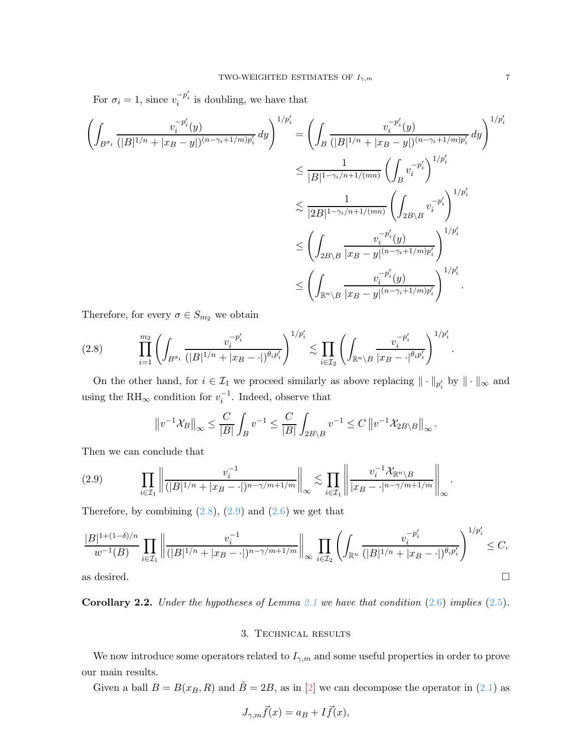For $\sigma_i = 1$, since $v_i^{-p_i'}$ is doubling, we have that

$$
\begin{aligned}
\left(\int_{B^{\sigma_i}} \frac{v_i^{-p_i'}(y)}{(|B|^{1/n}+|x_B-y|)^{(n-\gamma_i+1/m)p_i'}}\,dy\right)^{1/p_i'} &= \left(\int_{B} \frac{v_i^{-p_i'}(y)}{(|B|^{1/n}+|x_B-y|)^{(n-\gamma_i+1/m)p_i'}}\,dy\right)^{1/p_i'}\\
&\le \frac{1}{|B|^{1-\gamma_i/n+1/(mn)}}\left(\int_B v_i^{-p_i'}\right)^{1/p_i'}\\
&\lesssim \frac{1}{|2B|^{1-\gamma_i/n+1/(mn)}}\left(\int_{2B\setminus B} v_i^{-p_i'}\right)^{1/p_i'}\\
&\le \left(\int_{2B\setminus B} \frac{v_i^{-p_i'}(y)}{|x_B-y|^{(n-\gamma_i+1/m)p_i'}}\right)^{1/p_i'}\\
&\le \left(\int_{\mathbb{R}^n\setminus B} \frac{v_i^{-p_i'}(y)}{|x_B-y|^{(n-\gamma_i+1/m)p_i'}}\right)^{1/p_i'}.
\end{aligned}
$$

Therefore, for every $\sigma \in S_{m_2}$ we obtain

$$
\prod_{i=1}^{m_2}\left(\int_{B^{\sigma_i}} \frac{v_i^{-p_i'}}{(|B|^{1/n}+|x_B-\cdot|)^{\theta_i p_i'}}\right)^{1/p_i'} \lesssim \prod_{i\in\mathcal{I}_2}\left(\int_{\mathbb{R}^n\setminus B} \frac{v_i^{-p_i'}}{|x_B-\cdot|^{\theta_i p_i'}}\right)^{1/p_i'}. \tag{2.8}
$$

On the other hand, for $i \in \mathcal{I}_1$ we proceed similarly as above replacing $\|\cdot\|_{p_i'}$ by $\|\cdot\|_\infty$ and using the $\mathrm{RH}_\infty$ condition for $v_i^{-1}$. Indeed, observe that

$$
\left\|v^{-1}\mathcal{X}_B\right\|_\infty \le \frac{C}{|B|}\int_B v^{-1} \le \frac{C}{|B|}\int_{2B\setminus B} v^{-1} \le C\left\|v^{-1}\mathcal{X}_{2B\setminus B}\right\|_\infty.
$$

Then we can conclude that

$$
\prod_{i\in\mathcal{I}_1}\left\|\frac{v_i^{-1}}{(|B|^{1/n}+|x_B-\cdot|)^{n-\gamma/m+1/m}}\right\|_\infty \lesssim \prod_{i\in\mathcal{I}_1}\left\|\frac{v_i^{-1}\mathcal{X}_{\mathbb{R}^n\setminus B}}{|x_B-\cdot|^{n-\gamma/m+1/m}}\right\|_\infty. \tag{2.9}
$$

Therefore, by combining (2.8), (2.9) and (2.6) we get that

$$
\frac{|B|^{1+(1-\delta)/n}}{w^{-1}(B)}\prod_{i\in\mathcal{I}_1}\left\|\frac{v_i^{-1}}{(|B|^{1/n}+|x_B-\cdot|)^{n-\gamma/m+1/m}}\right\|_\infty \prod_{i\in\mathcal{I}_2}\left(\int_{\mathbb{R}^n} \frac{v_i^{-p_i'}}{(|B|^{1/n}+|x_B-\cdot|)^{\theta_i p_i'}}\right)^{1/p_i'} \le C,
$$

as desired. $\square$

**Corollary 2.2.** *Under the hypotheses of Lemma 2.1 we have that condition (2.6) implies (2.5).*

## 3. Technical results

We now introduce some operators related to $I_{\gamma,m}$ and some useful properties in order to prove our main results.

Given a ball $B = B(x_B, R)$ and $\tilde{B} = 2B$, as in [2] we can decompose the operator in (2.1) as

$$
J_{\gamma,m}\vec{f}(x) = a_B + I\vec{f}(x),
$$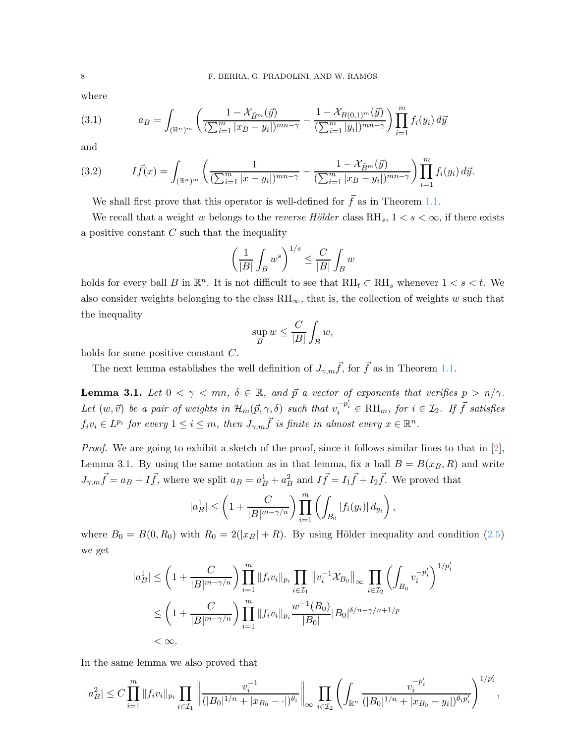where

$$a_B = \int_{(\mathbb{R}^n)^m} \left( \frac{1-\mathcal{X}_{\tilde{B}^m}(\vec{y})}{(\sum_{i=1}^m |x_B - y_i|)^{mn-\gamma}} - \frac{1-\mathcal{X}_{B(0,1)^m}(\vec{y})}{(\sum_{i=1}^m |y_i|)^{mn-\gamma}} \right) \prod_{i=1}^m f_i(y_i)\, d\vec{y} \tag{3.1}$$

and

$$I\vec{f}(x) = \int_{(\mathbb{R}^n)^m} \left( \frac{1}{(\sum_{i=1}^m |x - y_i|)^{mn-\gamma}} - \frac{1-\mathcal{X}_{\tilde{B}^m}(\vec{y})}{(\sum_{i=1}^m |x_B - y_i|)^{mn-\gamma}} \right) \prod_{i=1}^m f_i(y_i)\, d\vec{y}. \tag{3.2}$$

We shall first prove that this operator is well-defined for $\vec{f}$ as in Theorem 1.1.

We recall that a weight $w$ belongs to the *reverse Hölder* class $\mathrm{RH}_s$, $1 < s < \infty$, if there exists a positive constant $C$ such that the inequality

$$\left( \frac{1}{|B|} \int_B w^s \right)^{1/s} \leq \frac{C}{|B|} \int_B w$$

holds for every ball $B$ in $\mathbb{R}^n$. It is not difficult to see that $\mathrm{RH}_t \subset \mathrm{RH}_s$ whenever $1 < s < t$. We also consider weights belonging to the class $\mathrm{RH}_\infty$, that is, the collection of weights $w$ such that the inequality

$$\sup_B w \leq \frac{C}{|B|} \int_B w,$$

holds for some positive constant $C$.

The next lemma establishes the well definition of $J_{\gamma,m}\vec{f}$, for $\vec{f}$ as in Theorem 1.1.

**Lemma 3.1.** *Let $0 < \gamma < mn$, $\delta \in \mathbb{R}$, and $\vec{p}$ a vector of exponents that verifies $p > n/\gamma$. Let $(w, \vec{v})$ be a pair of weights in $\mathcal{H}_m(\vec{p}, \gamma, \delta)$ such that $v_i^{-p_i'} \in \mathrm{RH}_m$, for $i \in \mathcal{I}_2$. If $\vec{f}$ satisfies $f_i v_i \in L^{p_i}$ for every $1 \leq i \leq m$, then $J_{\gamma,m}\vec{f}$ is finite in almost every $x \in \mathbb{R}^n$.*

*Proof.* We are going to exhibit a sketch of the proof, since it follows similar lines to that in [2], Lemma 3.1. By using the same notation as in that lemma, fix a ball $B = B(x_B, R)$ and write $J_{\gamma,m}\vec{f} = a_B + I\vec{f}$, where we split $a_B = a_B^1 + a_B^2$ and $I\vec{f} = I_1\vec{f} + I_2\vec{f}$. We proved that

$$|a_B^1| \leq \left(1 + \frac{C}{|B|^{m-\gamma/n}}\right) \prod_{i=1}^m \left( \int_{B_0} |f_i(y_i)|\, d_{y_i} \right),$$

where $B_0 = B(0, R_0)$ with $R_0 = 2(|x_B| + R)$. By using Hölder inequality and condition (2.5) we get

$$\begin{aligned}
|a_B^1| &\leq \left(1 + \frac{C}{|B|^{m-\gamma/n}}\right) \prod_{i=1}^m \|f_i v_i\|_{p_i} \prod_{i \in \mathcal{I}_1} \left\| v_i^{-1} \mathcal{X}_{B_0} \right\|_\infty \prod_{i \in \mathcal{I}_2} \left( \int_{B_0} v_i^{-p_i'} \right)^{1/p_i'} \\
&\leq \left(1 + \frac{C}{|B|^{m-\gamma/n}}\right) \prod_{i=1}^m \|f_i v_i\|_{p_i} \frac{w^{-1}(B_0)}{|B_0|} |B_0|^{\delta/n - \gamma/n + 1/p} \\
&< \infty.
\end{aligned}$$

In the same lemma we also proved that

$$|a_B^2| \leq C \prod_{i=1}^m \|f_i v_i\|_{p_i} \prod_{i \in \mathcal{I}_1} \left\| \frac{v_i^{-1}}{(|B_0|^{1/n} + |x_{B_0} - \cdot|)^{\theta_i}} \right\|_\infty \prod_{i \in \mathcal{I}_2} \left( \int_{\mathbb{R}^n} \frac{v_i^{-p_i'}}{(|B_0|^{1/n} + |x_{B_0} - y_i|)^{\theta_i p_i'}} \right)^{1/p_i'},$$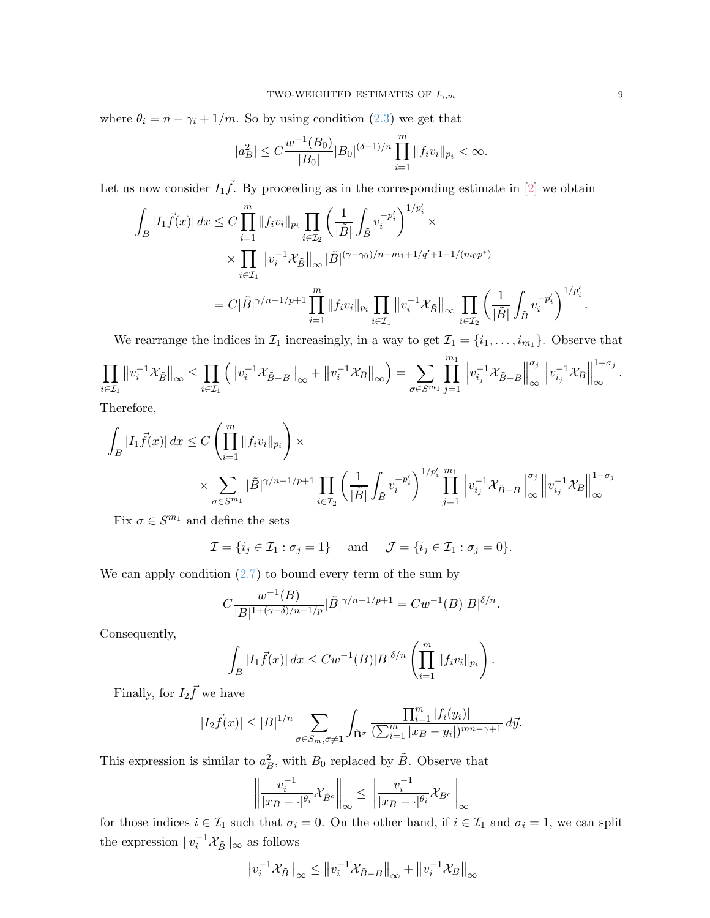where $\theta_i = n - \gamma_i + 1/m$. So by using condition (2.3) we get that

$$|a_B^2| \leq C\frac{w^{-1}(B_0)}{|B_0|}|B_0|^{(\delta-1)/n}\prod_{i=1}^{m}\|f_i v_i\|_{p_i} < \infty.$$

Let us now consider $I_1\vec{f}$. By proceeding as in the corresponding estimate in [2] we obtain

$$\begin{aligned}
\int_B |I_1\vec{f}(x)|\,dx &\leq C\prod_{i=1}^{m}\|f_i v_i\|_{p_i}\prod_{i\in\mathcal{I}_2}\left(\frac{1}{|\tilde{B}|}\int_{\tilde{B}} v_i^{-p_i'}\right)^{1/p_i'} \times \\
&\quad \times \prod_{i\in\mathcal{I}_1}\left\|v_i^{-1}\mathcal{X}_{\tilde{B}}\right\|_\infty |\tilde{B}|^{(\gamma-\gamma_0)/n - m_1 + 1/q' + 1 - 1/(m_0 p^*)} \\
&= C|\tilde{B}|^{\gamma/n - 1/p + 1}\prod_{i=1}^{m}\|f_i v_i\|_{p_i}\prod_{i\in\mathcal{I}_1}\left\|v_i^{-1}\mathcal{X}_{\tilde{B}}\right\|_\infty \prod_{i\in\mathcal{I}_2}\left(\frac{1}{|\tilde{B}|}\int_{\tilde{B}} v_i^{-p_i'}\right)^{1/p_i'}.
\end{aligned}$$

We rearrange the indices in $\mathcal{I}_1$ increasingly, in a way to get $\mathcal{I}_1 = \{i_1, \ldots, i_{m_1}\}$. Observe that

$$\prod_{i\in\mathcal{I}_1}\left\|v_i^{-1}\mathcal{X}_{\tilde{B}}\right\|_\infty \leq \prod_{i\in\mathcal{I}_1}\left(\left\|v_i^{-1}\mathcal{X}_{\tilde{B}-B}\right\|_\infty + \left\|v_i^{-1}\mathcal{X}_{B}\right\|_\infty\right) = \sum_{\sigma\in S^{m_1}}\prod_{j=1}^{m_1}\left\|v_{i_j}^{-1}\mathcal{X}_{\tilde{B}-B}\right\|_\infty^{\sigma_j}\left\|v_{i_j}^{-1}\mathcal{X}_{B}\right\|_\infty^{1-\sigma_j}.$$

Therefore,

$$\begin{aligned}
\int_B |I_1\vec{f}(x)|\,dx &\leq C\left(\prod_{i=1}^{m}\|f_i v_i\|_{p_i}\right) \times \\
&\quad \times \sum_{\sigma\in S^{m_1}}|\tilde{B}|^{\gamma/n - 1/p + 1}\prod_{i\in\mathcal{I}_2}\left(\frac{1}{|\tilde{B}|}\int_{\tilde{B}} v_i^{-p_i'}\right)^{1/p_i'}\prod_{j=1}^{m_1}\left\|v_{i_j}^{-1}\mathcal{X}_{\tilde{B}-B}\right\|_\infty^{\sigma_j}\left\|v_{i_j}^{-1}\mathcal{X}_{B}\right\|_\infty^{1-\sigma_j}
\end{aligned}$$

Fix $\sigma \in S^{m_1}$ and define the sets

$$\mathcal{I} = \{i_j \in \mathcal{I}_1 : \sigma_j = 1\} \quad \text{and} \quad \mathcal{J} = \{i_j \in \mathcal{I}_1 : \sigma_j = 0\}.$$

We can apply condition (2.7) to bound every term of the sum by

$$C\frac{w^{-1}(B)}{|B|^{1+(\gamma-\delta)/n - 1/p}}|\tilde{B}|^{\gamma/n - 1/p + 1} = Cw^{-1}(B)|B|^{\delta/n}.$$

Consequently,

$$\int_B |I_1\vec{f}(x)|\,dx \leq Cw^{-1}(B)|B|^{\delta/n}\left(\prod_{i=1}^{m}\|f_i v_i\|_{p_i}\right).$$

Finally, for $I_2\vec{f}$ we have

$$|I_2\vec{f}(x)| \leq |B|^{1/n}\sum_{\sigma\in S_m, \sigma\neq \mathbf{1}}\int_{\tilde{\mathbf{B}}^\sigma}\frac{\prod_{i=1}^{m}|f_i(y_i)|}{(\sum_{i=1}^{m}|x_B - y_i|)^{mn-\gamma+1}}\,d\vec{y}.$$

This expression is similar to $a_B^2$, with $B_0$ replaced by $\tilde{B}$. Observe that

$$\left\|\frac{v_i^{-1}}{|x_B - \cdot|^{\theta_i}}\mathcal{X}_{\tilde{B}^c}\right\|_\infty \leq \left\|\frac{v_i^{-1}}{|x_B - \cdot|^{\theta_i}}\mathcal{X}_{B^c}\right\|_\infty$$

for those indices $i \in \mathcal{I}_1$ such that $\sigma_i = 0$. On the other hand, if $i \in \mathcal{I}_1$ and $\sigma_i = 1$, we can split the expression $\|v_i^{-1}\mathcal{X}_{\tilde{B}}\|_\infty$ as follows

$$\left\|v_i^{-1}\mathcal{X}_{\tilde{B}}\right\|_\infty \leq \left\|v_i^{-1}\mathcal{X}_{\tilde{B}-B}\right\|_\infty + \left\|v_i^{-1}\mathcal{X}_{B}\right\|_\infty$$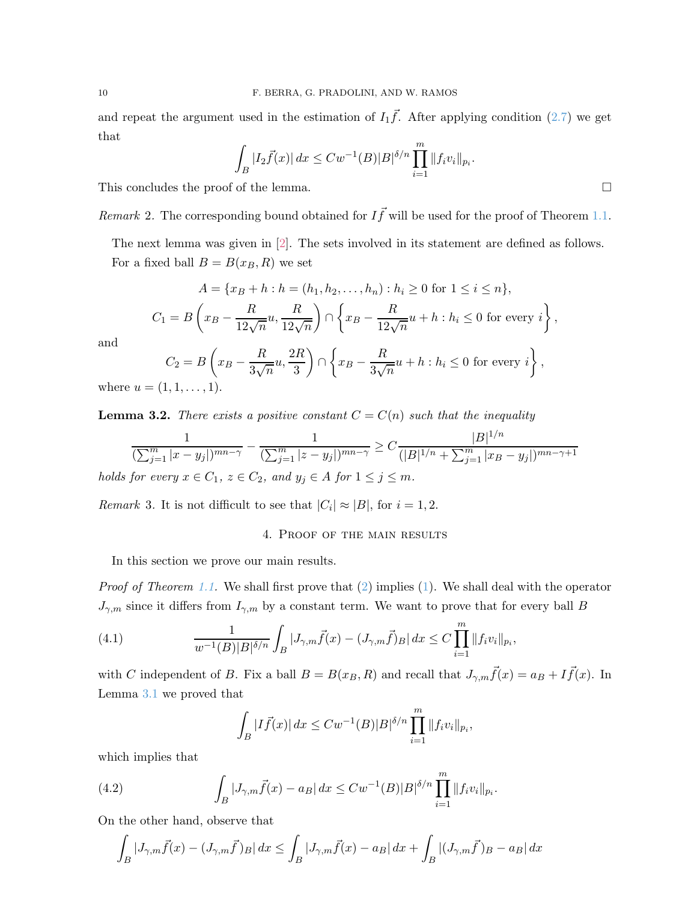and repeat the argument used in the estimation of $I_1\vec{f}$. After applying condition (2.7) we get that

$$\int_B |I_2\vec{f}(x)|\,dx \le Cw^{-1}(B)|B|^{\delta/n}\prod_{i=1}^m \|f_iv_i\|_{p_i}.$$

This concludes the proof of the lemma. □

*Remark* 2. The corresponding bound obtained for $I\vec{f}$ will be used for the proof of Theorem 1.1.

The next lemma was given in [2]. The sets involved in its statement are defined as follows. For a fixed ball $B = B(x_B, R)$ we set

$$A = \{x_B + h : h = (h_1, h_2, \dots, h_n) : h_i \ge 0 \text{ for } 1 \le i \le n\},$$

$$C_1 = B\left(x_B - \frac{R}{12\sqrt{n}}u, \frac{R}{12\sqrt{n}}\right) \cap \left\{x_B - \frac{R}{12\sqrt{n}}u + h : h_i \le 0 \text{ for every } i\right\},$$

and

$$C_2 = B\left(x_B - \frac{R}{3\sqrt{n}}u, \frac{2R}{3}\right) \cap \left\{x_B - \frac{R}{3\sqrt{n}}u + h : h_i \le 0 \text{ for every } i\right\},$$

where $u = (1, 1, \dots, 1)$.

**Lemma 3.2.** *There exists a positive constant $C = C(n)$ such that the inequality*

$$\frac{1}{(\sum_{j=1}^m |x-y_j|)^{mn-\gamma}} - \frac{1}{(\sum_{j=1}^m |z-y_j|)^{mn-\gamma}} \ge C\frac{|B|^{1/n}}{(|B|^{1/n} + \sum_{j=1}^m |x_B - y_j|)^{mn-\gamma+1}}$$

*holds for every $x \in C_1$, $z \in C_2$, and $y_j \in A$ for $1 \le j \le m$.*

*Remark* 3. It is not difficult to see that $|C_i| \approx |B|$, for $i = 1, 2$.

## 4. Proof of the main results

In this section we prove our main results.

*Proof of Theorem 1.1.* We shall first prove that (2) implies (1). We shall deal with the operator $J_{\gamma,m}$ since it differs from $I_{\gamma,m}$ by a constant term. We want to prove that for every ball $B$

$$\frac{1}{w^{-1}(B)|B|^{\delta/n}}\int_B |J_{\gamma,m}\vec{f}(x) - (J_{\gamma,m}\vec{f})_B|\,dx \le C\prod_{i=1}^m \|f_iv_i\|_{p_i}, \tag{4.1}$$

with $C$ independent of $B$. Fix a ball $B = B(x_B, R)$ and recall that $J_{\gamma,m}\vec{f}(x) = a_B + I\vec{f}(x)$. In Lemma 3.1 we proved that

$$\int_B |I\vec{f}(x)|\,dx \le Cw^{-1}(B)|B|^{\delta/n}\prod_{i=1}^m \|f_iv_i\|_{p_i},$$

which implies that

$$\int_B |J_{\gamma,m}\vec{f}(x) - a_B|\,dx \le Cw^{-1}(B)|B|^{\delta/n}\prod_{i=1}^m \|f_iv_i\|_{p_i}. \tag{4.2}$$

On the other hand, observe that

$$\int_B |J_{\gamma,m}\vec{f}(x) - (J_{\gamma,m}\vec{f})_B|\,dx \le \int_B |J_{\gamma,m}\vec{f}(x) - a_B|\,dx + \int_B |(J_{\gamma,m}\vec{f})_B - a_B|\,dx$$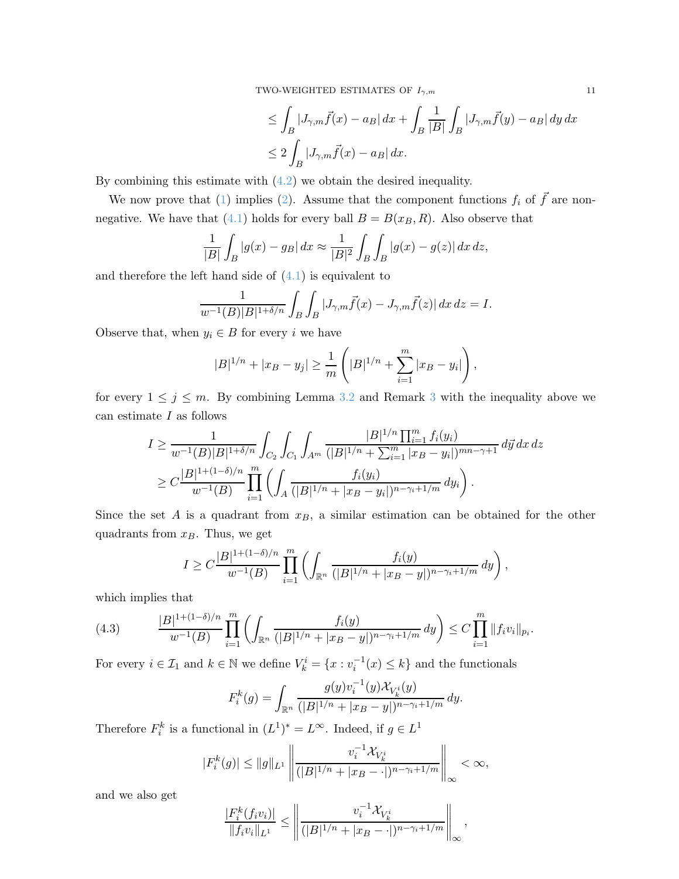$$
\begin{aligned}
&\leq \int_B |J_{\gamma,m}\vec{f}(x) - a_B|\,dx + \int_B \frac{1}{|B|}\int_B |J_{\gamma,m}\vec{f}(y) - a_B|\,dy\,dx \\
&\leq 2\int_B |J_{\gamma,m}\vec{f}(x) - a_B|\,dx.
\end{aligned}
$$

By combining this estimate with (4.2) we obtain the desired inequality.

We now prove that (1) implies (2). Assume that the component functions $f_i$ of $\vec{f}$ are non-negative. We have that (4.1) holds for every ball $B = B(x_B, R)$. Also observe that

$$
\frac{1}{|B|}\int_B |g(x) - g_B|\,dx \approx \frac{1}{|B|^2}\int_B\int_B |g(x) - g(z)|\,dx\,dz,
$$

and therefore the left hand side of (4.1) is equivalent to

$$
\frac{1}{w^{-1}(B)|B|^{1+\delta/n}}\int_B\int_B |J_{\gamma,m}\vec{f}(x) - J_{\gamma,m}\vec{f}(z)|\,dx\,dz = I.
$$

Observe that, when $y_i \in B$ for every $i$ we have

$$
|B|^{1/n} + |x_B - y_j| \geq \frac{1}{m}\left(|B|^{1/n} + \sum_{i=1}^m |x_B - y_i|\right),
$$

for every $1 \leq j \leq m$. By combining Lemma 3.2 and Remark 3 with the inequality above we can estimate $I$ as follows

$$
\begin{aligned}
I &\geq \frac{1}{w^{-1}(B)|B|^{1+\delta/n}}\int_{C_2}\int_{C_1}\int_{A^m} \frac{|B|^{1/n}\prod_{i=1}^m f_i(y_i)}{(|B|^{1/n} + \sum_{i=1}^m |x_B - y_i|)^{mn-\gamma+1}}\,d\vec{y}\,dx\,dz \\
&\geq C\frac{|B|^{1+(1-\delta)/n}}{w^{-1}(B)}\prod_{i=1}^m\left(\int_A \frac{f_i(y_i)}{(|B|^{1/n} + |x_B - y_i|)^{n-\gamma_i+1/m}}\,dy_i\right).
\end{aligned}
$$

Since the set $A$ is a quadrant from $x_B$, a similar estimation can be obtained for the other quadrants from $x_B$. Thus, we get

$$
I \geq C\frac{|B|^{1+(1-\delta)/n}}{w^{-1}(B)}\prod_{i=1}^m\left(\int_{\mathbb{R}^n} \frac{f_i(y)}{(|B|^{1/n} + |x_B - y|)^{n-\gamma_i+1/m}}\,dy\right),
$$

which implies that

$$
\frac{|B|^{1+(1-\delta)/n}}{w^{-1}(B)}\prod_{i=1}^m\left(\int_{\mathbb{R}^n} \frac{f_i(y)}{(|B|^{1/n} + |x_B - y|)^{n-\gamma_i+1/m}}\,dy\right) \leq C\prod_{i=1}^m \|f_i v_i\|_{p_i}. \tag{4.3}
$$

For every $i \in \mathcal{I}_1$ and $k \in \mathbb{N}$ we define $V_k^i = \{x : v_i^{-1}(x) \leq k\}$ and the functionals

$$
F_i^k(g) = \int_{\mathbb{R}^n} \frac{g(y)v_i^{-1}(y)\mathcal{X}_{V_k^i}(y)}{(|B|^{1/n} + |x_B - y|)^{n-\gamma_i+1/m}}\,dy.
$$

Therefore $F_i^k$ is a functional in $(L^1)^* = L^\infty$. Indeed, if $g \in L^1$

$$
|F_i^k(g)| \leq \|g\|_{L^1}\left\|\frac{v_i^{-1}\mathcal{X}_{V_k^i}}{(|B|^{1/n} + |x_B - \cdot|)^{n-\gamma_i+1/m}}\right\|_\infty < \infty,
$$

and we also get

$$
\frac{|F_i^k(f_i v_i)|}{\|f_i v_i\|_{L^1}} \leq \left\|\frac{v_i^{-1}\mathcal{X}_{V_k^i}}{(|B|^{1/n} + |x_B - \cdot|)^{n-\gamma_i+1/m}}\right\|_\infty,
$$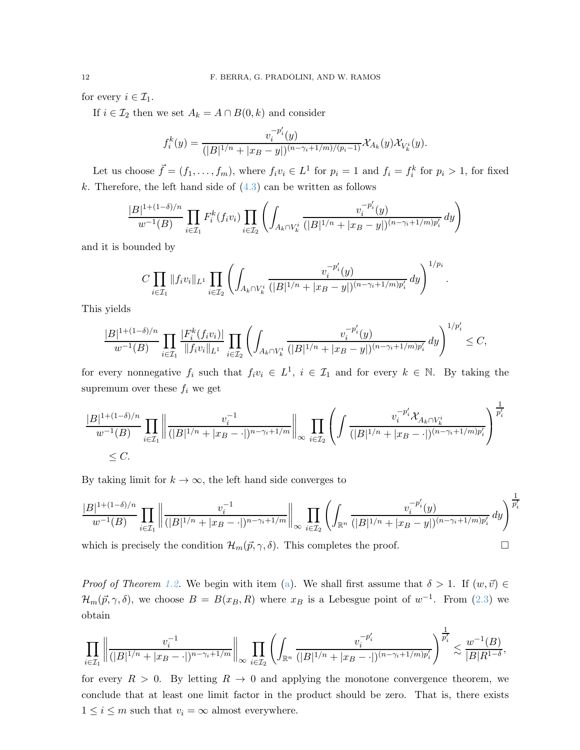for every $i \in \mathcal{I}_1$.

If $i \in \mathcal{I}_2$ then we set $A_k = A \cap B(0,k)$ and consider

$$f_i^k(y) = \frac{v_i^{-p_i'}(y)}{(|B|^{1/n} + |x_B - y|)^{(n-\gamma_i+1/m)/(p_i-1)}} \mathcal{X}_{A_k}(y)\mathcal{X}_{V_k^i}(y).$$

Let us choose $\vec{f} = (f_1, \ldots, f_m)$, where $f_i v_i \in L^1$ for $p_i = 1$ and $f_i = f_i^k$ for $p_i > 1$, for fixed $k$. Therefore, the left hand side of (4.3) can be written as follows

$$\frac{|B|^{1+(1-\delta)/n}}{w^{-1}(B)} \prod_{i \in \mathcal{I}_1} F_i^k(f_i v_i) \prod_{i \in \mathcal{I}_2} \left( \int_{A_k \cap V_k^i} \frac{v_i^{-p_i'}(y)}{(|B|^{1/n} + |x_B - y|)^{(n-\gamma_i+1/m)p_i'}}\, dy \right)$$

and it is bounded by

$$C \prod_{i \in \mathcal{I}_1} \|f_i v_i\|_{L^1} \prod_{i \in \mathcal{I}_2} \left( \int_{A_k \cap V_k^i} \frac{v_i^{-p_i'}(y)}{(|B|^{1/n} + |x_B - y|)^{(n-\gamma_i+1/m)p_i'}}\, dy \right)^{1/p_i}.$$

This yields

$$\frac{|B|^{1+(1-\delta)/n}}{w^{-1}(B)} \prod_{i \in \mathcal{I}_1} \frac{|F_i^k(f_i v_i)|}{\|f_i v_i\|_{L^1}} \prod_{i \in \mathcal{I}_2} \left( \int_{A_k \cap V_k^i} \frac{v_i^{-p_i'}(y)}{(|B|^{1/n} + |x_B - y|)^{(n-\gamma_i+1/m)p_i'}}\, dy \right)^{1/p_i'} \leq C,$$

for every nonnegative $f_i$ such that $f_i v_i \in L^1$, $i \in \mathcal{I}_1$ and for every $k \in \mathbb{N}$. By taking the supremum over these $f_i$ we get

$$\frac{|B|^{1+(1-\delta)/n}}{w^{-1}(B)} \prod_{i \in \mathcal{I}_1} \left\| \frac{v_i^{-1}}{(|B|^{1/n} + |x_B - \cdot|)^{n-\gamma_i+1/m}} \right\|_\infty \prod_{i \in \mathcal{I}_2} \left( \int \frac{v_i^{-p_i'} \mathcal{X}_{A_k \cap V_k^i}}{(|B|^{1/n} + |x_B - \cdot|)^{(n-\gamma_i+1/m)p_i'}} \right)^{\frac{1}{p_i'}}$$
$$\leq C.$$

By taking limit for $k \to \infty$, the left hand side converges to

$$\frac{|B|^{1+(1-\delta)/n}}{w^{-1}(B)} \prod_{i \in \mathcal{I}_1} \left\| \frac{v_i^{-1}}{(|B|^{1/n} + |x_B - \cdot|)^{n-\gamma_i+1/m}} \right\|_\infty \prod_{i \in \mathcal{I}_2} \left( \int_{\mathbb{R}^n} \frac{v_i^{-p_i'}(y)}{(|B|^{1/n} + |x_B - y|)^{(n-\gamma_i+1/m)p_i'}}\, dy \right)^{\frac{1}{p_i'}}$$

which is precisely the condition $\mathcal{H}_m(\vec{p}, \gamma, \delta)$. This completes the proof. □

*Proof of Theorem 1.2.* We begin with item (a). We shall first assume that $\delta > 1$. If $(w, \vec{v}) \in \mathcal{H}_m(\vec{p}, \gamma, \delta)$, we choose $B = B(x_B, R)$ where $x_B$ is a Lebesgue point of $w^{-1}$. From (2.3) we obtain

$$\prod_{i \in \mathcal{I}_1} \left\| \frac{v_i^{-1}}{(|B|^{1/n} + |x_B - \cdot|)^{n-\gamma_i+1/m}} \right\|_\infty \prod_{i \in \mathcal{I}_2} \left( \int_{\mathbb{R}^n} \frac{v_i^{-p_i'}}{(|B|^{1/n} + |x_B - \cdot|)^{(n-\gamma_i+1/m)p_i'}} \right)^{\frac{1}{p_i'}} \lesssim \frac{w^{-1}(B)}{|B| R^{1-\delta}},$$

for every $R > 0$. By letting $R \to 0$ and applying the monotone convergence theorem, we conclude that at least one limit factor in the product should be zero. That is, there exists $1 \leq i \leq m$ such that $v_i = \infty$ almost everywhere.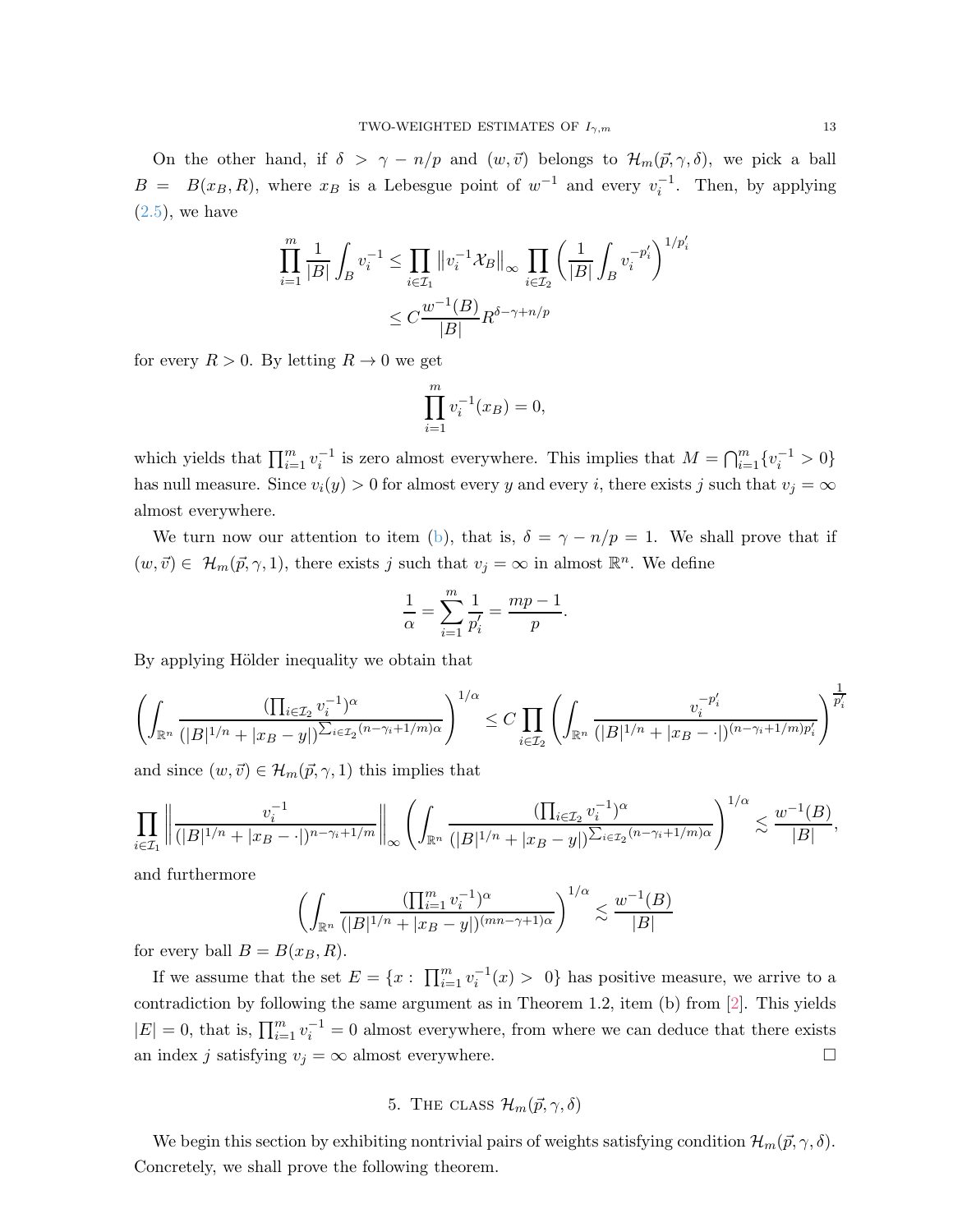On the other hand, if $\delta > \gamma - n/p$ and $(w, \vec{v})$ belongs to $\mathcal{H}_m(\vec{p}, \gamma, \delta)$, we pick a ball $B = B(x_B, R)$, where $x_B$ is a Lebesgue point of $w^{-1}$ and every $v_i^{-1}$. Then, by applying (2.5), we have

$$
\begin{aligned}
\prod_{i=1}^{m} \frac{1}{|B|} \int_B v_i^{-1} &\leq \prod_{i \in \mathcal{I}_1} \left\| v_i^{-1} \mathcal{X}_B \right\|_\infty \prod_{i \in \mathcal{I}_2} \left( \frac{1}{|B|} \int_B v_i^{-p_i'} \right)^{1/p_i'} \\
&\leq C \frac{w^{-1}(B)}{|B|} R^{\delta - \gamma + n/p}
\end{aligned}
$$

for every $R > 0$. By letting $R \to 0$ we get

$$
\prod_{i=1}^{m} v_i^{-1}(x_B) = 0,
$$

which yields that $\prod_{i=1}^{m} v_i^{-1}$ is zero almost everywhere. This implies that $M = \bigcap_{i=1}^{m} \{v_i^{-1} > 0\}$ has null measure. Since $v_i(y) > 0$ for almost every $y$ and every $i$, there exists $j$ such that $v_j = \infty$ almost everywhere.

We turn now our attention to item (b), that is, $\delta = \gamma - n/p = 1$. We shall prove that if $(w, \vec{v}) \in \mathcal{H}_m(\vec{p}, \gamma, 1)$, there exists $j$ such that $v_j = \infty$ in almost $\mathbb{R}^n$. We define

$$
\frac{1}{\alpha} = \sum_{i=1}^{m} \frac{1}{p_i'} = \frac{mp - 1}{p}.
$$

By applying Hölder inequality we obtain that

$$
\left( \int_{\mathbb{R}^n} \frac{(\prod_{i \in \mathcal{I}_2} v_i^{-1})^\alpha}{(|B|^{1/n} + |x_B - y|)^{\sum_{i \in \mathcal{I}_2} (n - \gamma_i + 1/m)\alpha}} \right)^{1/\alpha} \leq C \prod_{i \in \mathcal{I}_2} \left( \int_{\mathbb{R}^n} \frac{v_i^{-p_i'}}{(|B|^{1/n} + |x_B - \cdot|)^{(n - \gamma_i + 1/m)p_i'}} \right)^{\frac{1}{p_i'}}
$$

and since $(w, \vec{v}) \in \mathcal{H}_m(\vec{p}, \gamma, 1)$ this implies that

$$
\prod_{i \in \mathcal{I}_1} \left\| \frac{v_i^{-1}}{(|B|^{1/n} + |x_B - \cdot|)^{n - \gamma_i + 1/m}} \right\|_\infty \left( \int_{\mathbb{R}^n} \frac{(\prod_{i \in \mathcal{I}_2} v_i^{-1})^\alpha}{(|B|^{1/n} + |x_B - y|)^{\sum_{i \in \mathcal{I}_2} (n - \gamma_i + 1/m)\alpha}} \right)^{1/\alpha} \lesssim \frac{w^{-1}(B)}{|B|},
$$

and furthermore

$$
\left( \int_{\mathbb{R}^n} \frac{(\prod_{i=1}^{m} v_i^{-1})^\alpha}{(|B|^{1/n} + |x_B - y|)^{(mn - \gamma + 1)\alpha}} \right)^{1/\alpha} \lesssim \frac{w^{-1}(B)}{|B|}
$$

for every ball $B = B(x_B, R)$.

If we assume that the set $E = \{x : \prod_{i=1}^{m} v_i^{-1}(x) > 0\}$ has positive measure, we arrive to a contradiction by following the same argument as in Theorem 1.2, item (b) from [2]. This yields $|E| = 0$, that is, $\prod_{i=1}^{m} v_i^{-1} = 0$ almost everywhere, from where we can deduce that there exists an index $j$ satisfying $v_j = \infty$ almost everywhere. □

## 5. The class $\mathcal{H}_m(\vec{p}, \gamma, \delta)$

We begin this section by exhibiting nontrivial pairs of weights satisfying condition $\mathcal{H}_m(\vec{p}, \gamma, \delta)$. Concretely, we shall prove the following theorem.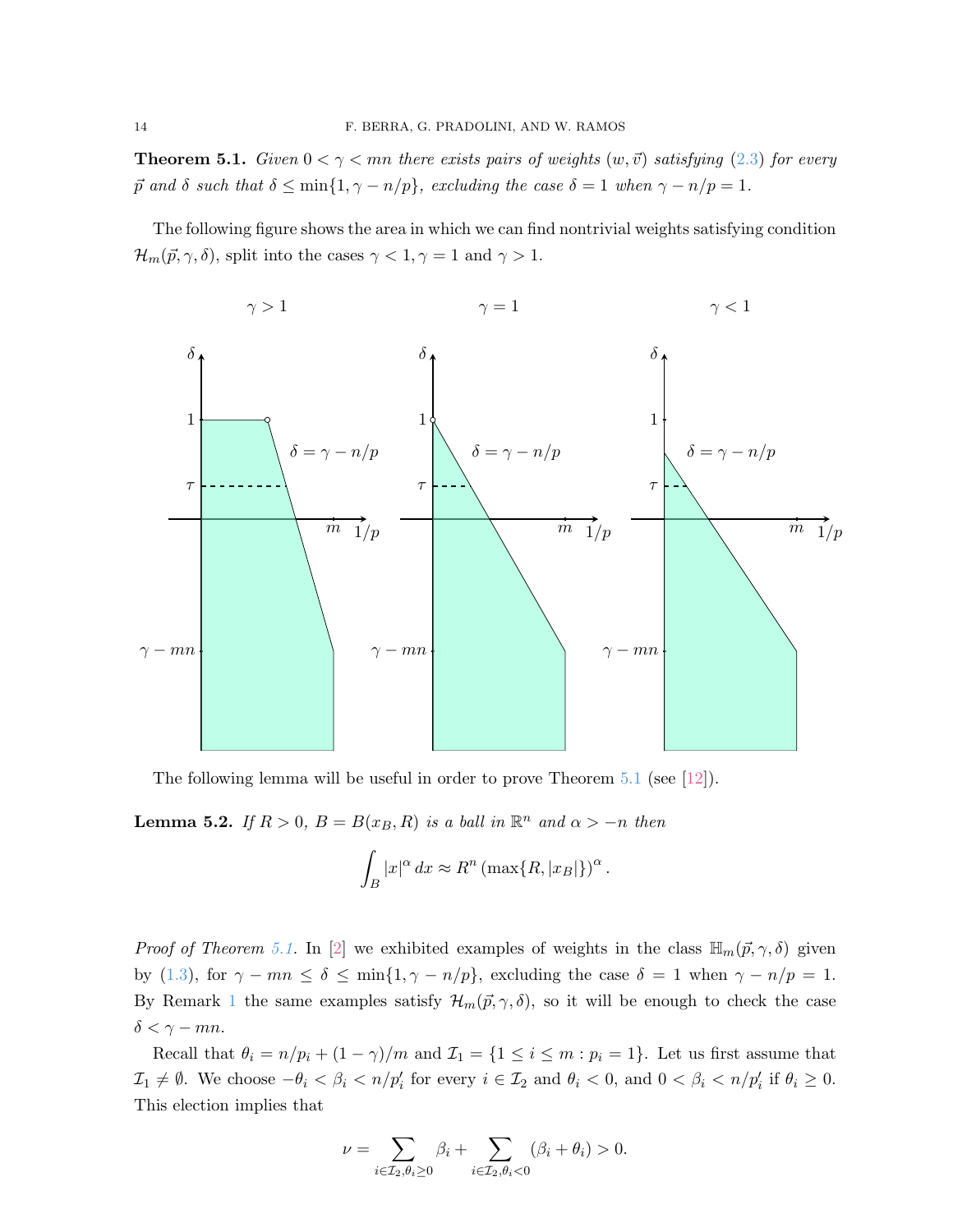**Theorem 5.1.** *Given $0 < \gamma < mn$ there exists pairs of weights $(w, \vec{v})$ satisfying (2.3) for every $\vec{p}$ and $\delta$ such that $\delta \le \min\{1, \gamma - n/p\}$, excluding the case $\delta = 1$ when $\gamma - n/p = 1$.*

The following figure shows the area in which we can find nontrivial weights satisfying condition $\mathcal{H}_m(\vec{p}, \gamma, \delta)$, split into the cases $\gamma < 1, \gamma = 1$ and $\gamma > 1$.

The following lemma will be useful in order to prove Theorem 5.1 (see [12]).

**Lemma 5.2.** *If $R > 0$, $B = B(x_B, R)$ is a ball in $\mathbb{R}^n$ and $\alpha > -n$ then*

$$\int_B |x|^\alpha \, dx \approx R^n \left(\max\{R, |x_B|\}\right)^\alpha .$$

*Proof of Theorem 5.1.* In [2] we exhibited examples of weights in the class $\mathbb{H}_m(\vec{p}, \gamma, \delta)$ given by (1.3), for $\gamma - mn \le \delta \le \min\{1, \gamma - n/p\}$, excluding the case $\delta = 1$ when $\gamma - n/p = 1$. By Remark 1 the same examples satisfy $\mathcal{H}_m(\vec{p}, \gamma, \delta)$, so it will be enough to check the case $\delta < \gamma - mn$.

Recall that $\theta_i = n/p_i + (1 - \gamma)/m$ and $\mathcal{I}_1 = \{1 \le i \le m : p_i = 1\}$. Let us first assume that $\mathcal{I}_1 \neq \emptyset$. We choose $-\theta_i < \beta_i < n/p_i'$ for every $i \in \mathcal{I}_2$ and $\theta_i < 0$, and $0 < \beta_i < n/p_i'$ if $\theta_i \ge 0$. This election implies that

$$\nu = \sum_{i \in \mathcal{I}_2, \theta_i \ge 0} \beta_i + \sum_{i \in \mathcal{I}_2, \theta_i < 0} (\beta_i + \theta_i) > 0.$$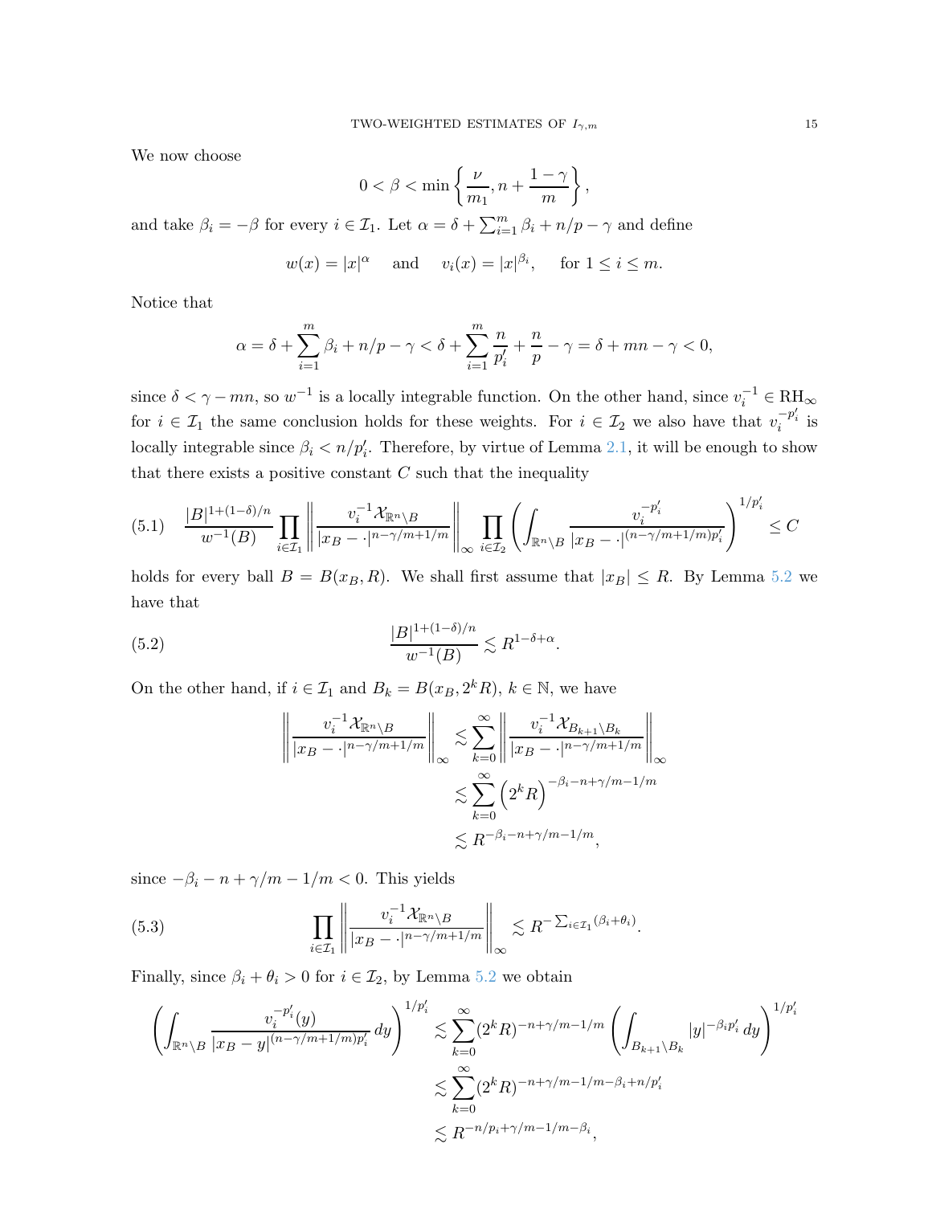We now choose

$$0 < \beta < \min\left\{\frac{\nu}{m_1}, n + \frac{1-\gamma}{m}\right\},$$

and take $\beta_i = -\beta$ for every $i \in \mathcal{I}_1$. Let $\alpha = \delta + \sum_{i=1}^m \beta_i + n/p - \gamma$ and define

$$w(x) = |x|^{\alpha} \quad \text{ and } \quad v_i(x) = |x|^{\beta_i}, \quad \text{ for } 1 \le i \le m.$$

Notice that

$$\alpha = \delta + \sum_{i=1}^m \beta_i + n/p - \gamma < \delta + \sum_{i=1}^m \frac{n}{p_i'} + \frac{n}{p} - \gamma = \delta + mn - \gamma < 0,$$

since $\delta < \gamma - mn$, so $w^{-1}$ is a locally integrable function. On the other hand, since $v_i^{-1} \in \mathrm{RH}_\infty$ for $i \in \mathcal{I}_1$ the same conclusion holds for these weights. For $i \in \mathcal{I}_2$ we also have that $v_i^{-p_i'}$ is locally integrable since $\beta_i < n/p_i'$. Therefore, by virtue of Lemma 2.1, it will be enough to show that there exists a positive constant $C$ such that the inequality

$$\frac{|B|^{1+(1-\delta)/n}}{w^{-1}(B)} \prod_{i\in\mathcal{I}_1} \left\| \frac{v_i^{-1}\mathcal{X}_{\mathbb{R}^n\setminus B}}{|x_B - \cdot|^{n-\gamma/m+1/m}} \right\|_\infty \prod_{i\in\mathcal{I}_2} \left( \int_{\mathbb{R}^n\setminus B} \frac{v_i^{-p_i'}}{|x_B - \cdot|^{(n-\gamma/m+1/m)p_i'}} \right)^{1/p_i'} \le C \tag{5.1}$$

holds for every ball $B = B(x_B, R)$. We shall first assume that $|x_B| \le R$. By Lemma 5.2 we have that

$$\frac{|B|^{1+(1-\delta)/n}}{w^{-1}(B)} \lesssim R^{1-\delta+\alpha}. \tag{5.2}$$

On the other hand, if $i \in \mathcal{I}_1$ and $B_k = B(x_B, 2^k R)$, $k \in \mathbb{N}$, we have

$$\begin{aligned}
\left\| \frac{v_i^{-1}\mathcal{X}_{\mathbb{R}^n\setminus B}}{|x_B - \cdot|^{n-\gamma/m+1/m}} \right\|_\infty &\lesssim \sum_{k=0}^\infty \left\| \frac{v_i^{-1}\mathcal{X}_{B_{k+1}\setminus B_k}}{|x_B - \cdot|^{n-\gamma/m+1/m}} \right\|_\infty \\
&\lesssim \sum_{k=0}^\infty \left(2^k R\right)^{-\beta_i - n + \gamma/m - 1/m} \\
&\lesssim R^{-\beta_i - n + \gamma/m - 1/m},
\end{aligned}$$

since $-\beta_i - n + \gamma/m - 1/m < 0$. This yields

$$\prod_{i\in\mathcal{I}_1} \left\| \frac{v_i^{-1}\mathcal{X}_{\mathbb{R}^n\setminus B}}{|x_B - \cdot|^{n-\gamma/m+1/m}} \right\|_\infty \lesssim R^{-\sum_{i\in\mathcal{I}_1}(\beta_i+\theta_i)}. \tag{5.3}$$

Finally, since $\beta_i + \theta_i > 0$ for $i \in \mathcal{I}_2$, by Lemma 5.2 we obtain

$$\begin{aligned}
\left( \int_{\mathbb{R}^n\setminus B} \frac{v_i^{-p_i'}(y)}{|x_B - y|^{(n-\gamma/m+1/m)p_i'}} \, dy \right)^{1/p_i'} &\lesssim \sum_{k=0}^\infty (2^k R)^{-n+\gamma/m-1/m} \left( \int_{B_{k+1}\setminus B_k} |y|^{-\beta_i p_i'} \, dy \right)^{1/p_i'} \\
&\lesssim \sum_{k=0}^\infty (2^k R)^{-n+\gamma/m-1/m-\beta_i+n/p_i'} \\
&\lesssim R^{-n/p_i+\gamma/m-1/m-\beta_i},
\end{aligned}$$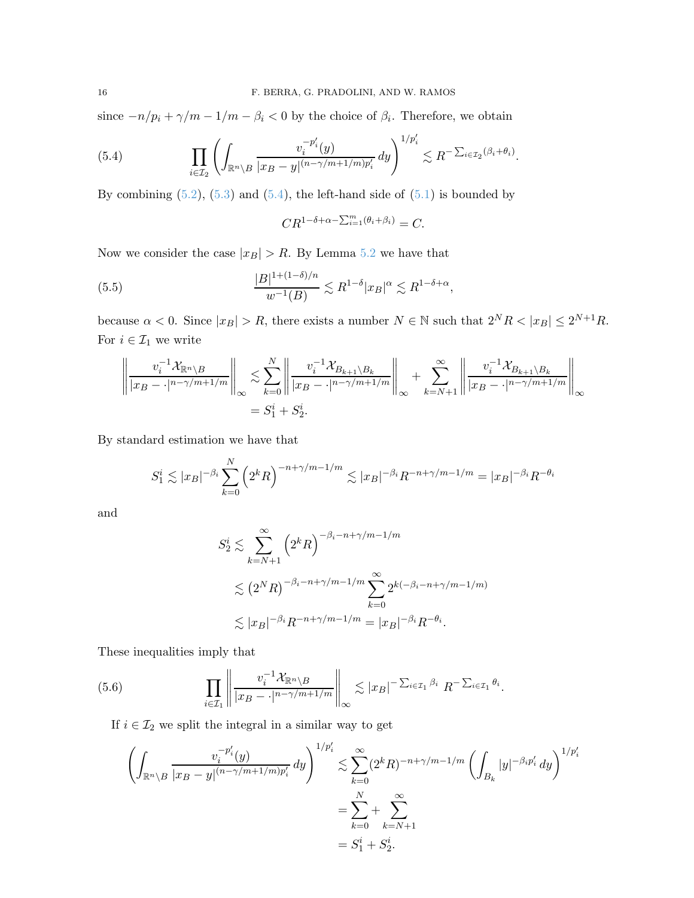since $-n/p_i + \gamma/m - 1/m - \beta_i < 0$ by the choice of $\beta_i$. Therefore, we obtain

$$\prod_{i\in\mathcal{I}_2}\left(\int_{\mathbb{R}^n\setminus B}\frac{v_i^{-p_i'}(y)}{|x_B-y|^{(n-\gamma/m+1/m)p_i'}}\,dy\right)^{1/p_i'}\lesssim R^{-\sum_{i\in\mathcal{I}_2}(\beta_i+\theta_i)}. \tag{5.4}$$

By combining (5.2), (5.3) and (5.4), the left-hand side of (5.1) is bounded by

$$CR^{1-\delta+\alpha-\sum_{i=1}^m(\theta_i+\beta_i)} = C.$$

Now we consider the case $|x_B| > R$. By Lemma 5.2 we have that

$$\frac{|B|^{1+(1-\delta)/n}}{w^{-1}(B)}\lesssim R^{1-\delta}|x_B|^{\alpha}\lesssim R^{1-\delta+\alpha}, \tag{5.5}$$

because $\alpha < 0$. Since $|x_B| > R$, there exists a number $N \in \mathbb{N}$ such that $2^N R < |x_B| \le 2^{N+1}R$. For $i \in \mathcal{I}_1$ we write

$$\begin{aligned}
\left\|\frac{v_i^{-1}\mathcal{X}_{\mathbb{R}^n\setminus B}}{|x_B-\cdot|^{n-\gamma/m+1/m}}\right\|_\infty &\lesssim \sum_{k=0}^{N}\left\|\frac{v_i^{-1}\mathcal{X}_{B_{k+1}\setminus B_k}}{|x_B-\cdot|^{n-\gamma/m+1/m}}\right\|_\infty + \sum_{k=N+1}^{\infty}\left\|\frac{v_i^{-1}\mathcal{X}_{B_{k+1}\setminus B_k}}{|x_B-\cdot|^{n-\gamma/m+1/m}}\right\|_\infty\\
&= S_1^i + S_2^i.
\end{aligned}$$

By standard estimation we have that

$$S_1^i \lesssim |x_B|^{-\beta_i}\sum_{k=0}^{N}\left(2^kR\right)^{-n+\gamma/m-1/m}\lesssim |x_B|^{-\beta_i}R^{-n+\gamma/m-1/m} = |x_B|^{-\beta_i}R^{-\theta_i}$$

and

$$\begin{aligned}
S_2^i &\lesssim \sum_{k=N+1}^{\infty}\left(2^kR\right)^{-\beta_i-n+\gamma/m-1/m}\\
&\lesssim \left(2^NR\right)^{-\beta_i-n+\gamma/m-1/m}\sum_{k=0}^{\infty}2^{k(-\beta_i-n+\gamma/m-1/m)}\\
&\lesssim |x_B|^{-\beta_i}R^{-n+\gamma/m-1/m} = |x_B|^{-\beta_i}R^{-\theta_i}.
\end{aligned}$$

These inequalities imply that

$$\prod_{i\in\mathcal{I}_1}\left\|\frac{v_i^{-1}\mathcal{X}_{\mathbb{R}^n\setminus B}}{|x_B-\cdot|^{n-\gamma/m+1/m}}\right\|_\infty \lesssim |x_B|^{-\sum_{i\in\mathcal{I}_1}\beta_i}\,R^{-\sum_{i\in\mathcal{I}_1}\theta_i}. \tag{5.6}$$

If $i\in\mathcal{I}_2$ we split the integral in a similar way to get

$$\begin{aligned}
\left(\int_{\mathbb{R}^n\setminus B}\frac{v_i^{-p_i'}(y)}{|x_B-y|^{(n-\gamma/m+1/m)p_i'}}\,dy\right)^{1/p_i'} &\lesssim \sum_{k=0}^{\infty}(2^kR)^{-n+\gamma/m-1/m}\left(\int_{B_k}|y|^{-\beta_ip_i'}\,dy\right)^{1/p_i'}\\
&= \sum_{k=0}^{N}+\sum_{k=N+1}^{\infty}\\
&= S_1^i + S_2^i.
\end{aligned}$$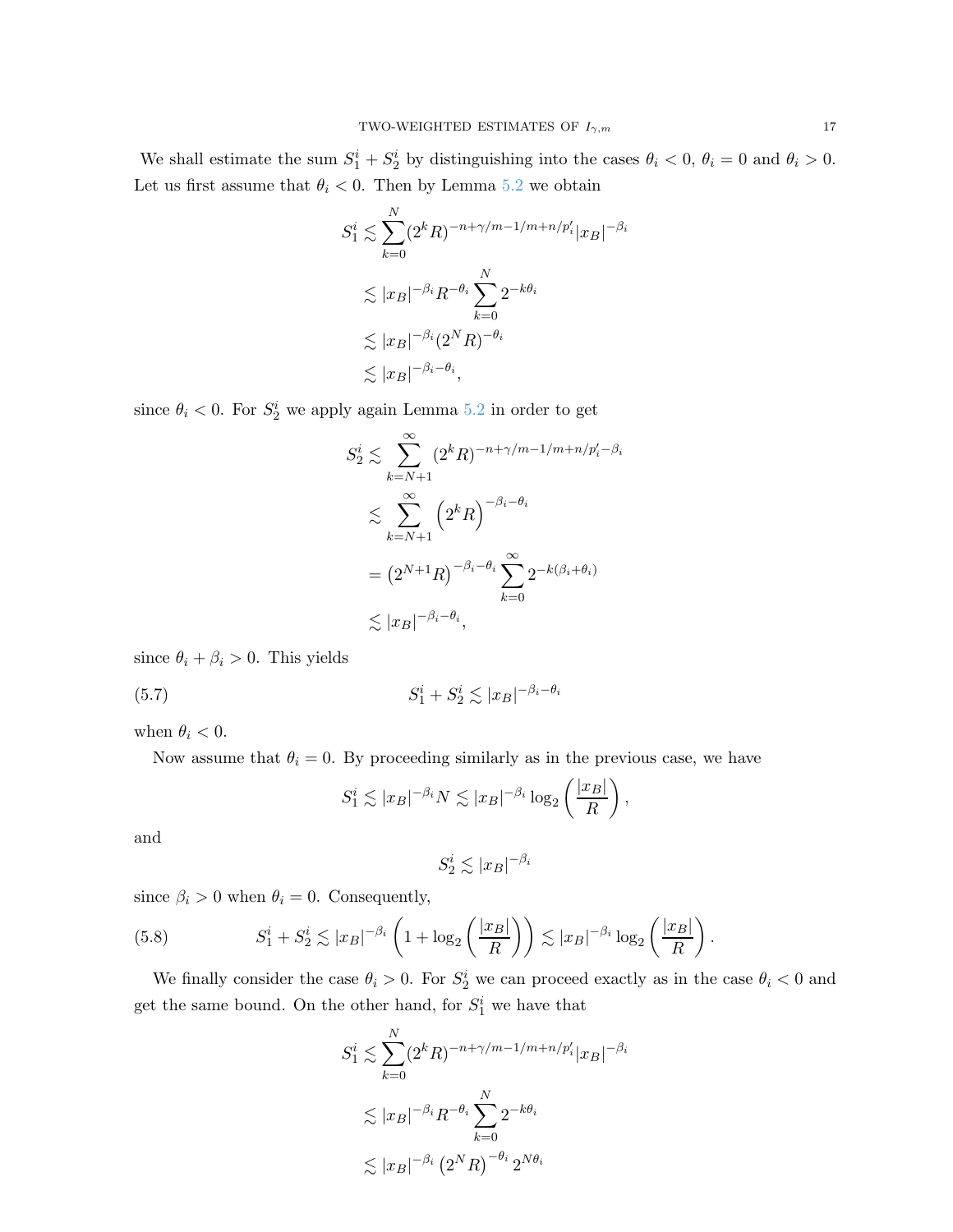We shall estimate the sum $S_1^i + S_2^i$ by distinguishing into the cases $\theta_i < 0$, $\theta_i = 0$ and $\theta_i > 0$. Let us first assume that $\theta_i < 0$. Then by Lemma 5.2 we obtain

$$
\begin{aligned}
S_1^i &\lesssim \sum_{k=0}^{N} (2^k R)^{-n+\gamma/m-1/m+n/p_i'} |x_B|^{-\beta_i} \\
&\lesssim |x_B|^{-\beta_i} R^{-\theta_i} \sum_{k=0}^{N} 2^{-k\theta_i} \\
&\lesssim |x_B|^{-\beta_i} (2^N R)^{-\theta_i} \\
&\lesssim |x_B|^{-\beta_i-\theta_i},
\end{aligned}
$$

since $\theta_i < 0$. For $S_2^i$ we apply again Lemma 5.2 in order to get

$$
\begin{aligned}
S_2^i &\lesssim \sum_{k=N+1}^{\infty} (2^k R)^{-n+\gamma/m-1/m+n/p_i'-\beta_i} \\
&\lesssim \sum_{k=N+1}^{\infty} \left(2^k R\right)^{-\beta_i-\theta_i} \\
&= \left(2^{N+1} R\right)^{-\beta_i-\theta_i} \sum_{k=0}^{\infty} 2^{-k(\beta_i+\theta_i)} \\
&\lesssim |x_B|^{-\beta_i-\theta_i},
\end{aligned}
$$

since $\theta_i + \beta_i > 0$. This yields

$$
S_1^i + S_2^i \lesssim |x_B|^{-\beta_i-\theta_i} \tag{5.7}
$$

when $\theta_i < 0$.

Now assume that $\theta_i = 0$. By proceeding similarly as in the previous case, we have

$$
S_1^i \lesssim |x_B|^{-\beta_i} N \lesssim |x_B|^{-\beta_i} \log_2\left(\frac{|x_B|}{R}\right),
$$

and

$$
S_2^i \lesssim |x_B|^{-\beta_i}
$$

since $\beta_i > 0$ when $\theta_i = 0$. Consequently,

$$
S_1^i + S_2^i \lesssim |x_B|^{-\beta_i}\left(1 + \log_2\left(\frac{|x_B|}{R}\right)\right) \lesssim |x_B|^{-\beta_i} \log_2\left(\frac{|x_B|}{R}\right). \tag{5.8}
$$

We finally consider the case $\theta_i > 0$. For $S_2^i$ we can proceed exactly as in the case $\theta_i < 0$ and get the same bound. On the other hand, for $S_1^i$ we have that

$$
\begin{aligned}
S_1^i &\lesssim \sum_{k=0}^{N} (2^k R)^{-n+\gamma/m-1/m+n/p_i'} |x_B|^{-\beta_i} \\
&\lesssim |x_B|^{-\beta_i} R^{-\theta_i} \sum_{k=0}^{N} 2^{-k\theta_i} \\
&\lesssim |x_B|^{-\beta_i} \left(2^N R\right)^{-\theta_i} 2^{N\theta_i}
\end{aligned}
$$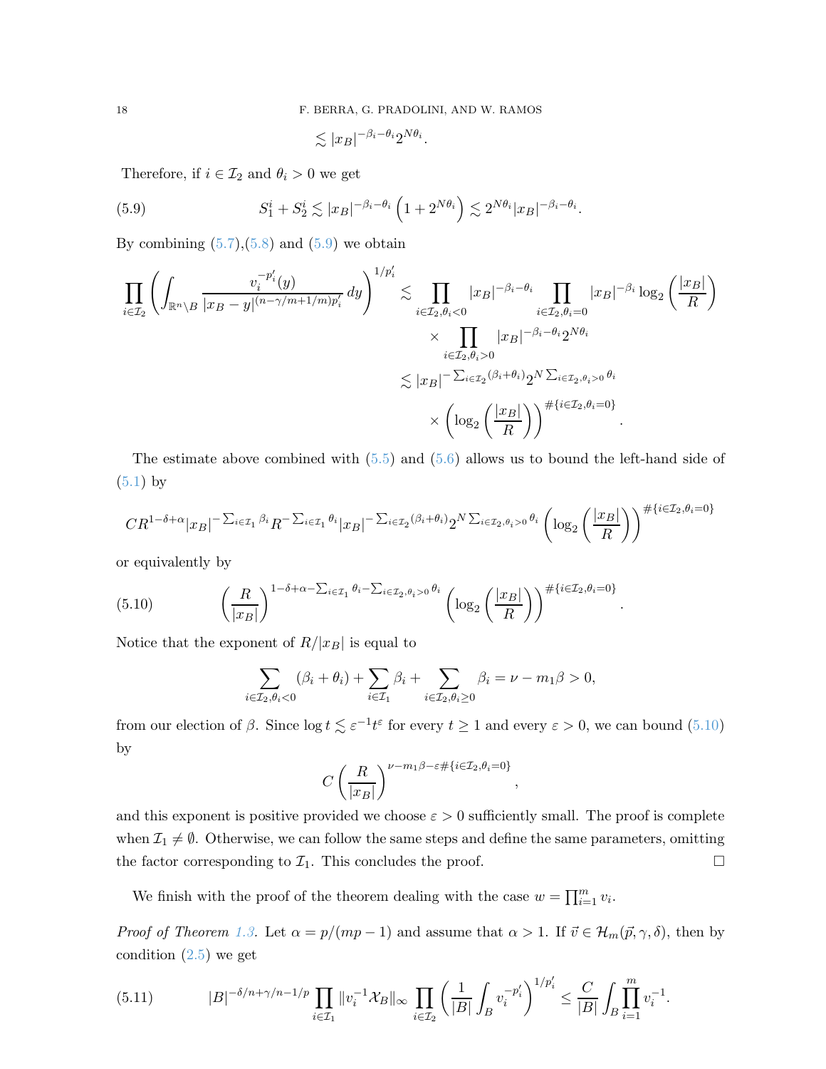$$\lesssim |x_B|^{-\beta_i-\theta_i}2^{N\theta_i}.$$

Therefore, if $i\in\mathcal{I}_2$ and $\theta_i>0$ we get

$$S_1^i+S_2^i\lesssim |x_B|^{-\beta_i-\theta_i}\left(1+2^{N\theta_i}\right)\lesssim 2^{N\theta_i}|x_B|^{-\beta_i-\theta_i}. \tag{5.9}$$

By combining (5.7),(5.8) and (5.9) we obtain

$$\begin{aligned}
\prod_{i\in\mathcal{I}_2}\left(\int_{\mathbb{R}^n\setminus B}\frac{v_i^{-p_i'}(y)}{|x_B-y|^{(n-\gamma/m+1/m)p_i'}}\,dy\right)^{1/p_i'} &\lesssim \prod_{i\in\mathcal{I}_2,\theta_i<0}|x_B|^{-\beta_i-\theta_i}\prod_{i\in\mathcal{I}_2,\theta_i=0}|x_B|^{-\beta_i}\log_2\left(\frac{|x_B|}{R}\right)\\
&\quad\times\prod_{i\in\mathcal{I}_2,\theta_i>0}|x_B|^{-\beta_i-\theta_i}2^{N\theta_i}\\
&\lesssim |x_B|^{-\sum_{i\in\mathcal{I}_2}(\beta_i+\theta_i)}2^{N\sum_{i\in\mathcal{I}_2,\theta_i>0}\theta_i}\\
&\quad\times\left(\log_2\left(\frac{|x_B|}{R}\right)\right)^{\#\{i\in\mathcal{I}_2,\theta_i=0\}}.
\end{aligned}$$

The estimate above combined with (5.5) and (5.6) allows us to bound the left-hand side of (5.1) by

$$CR^{1-\delta+\alpha}|x_B|^{-\sum_{i\in\mathcal{I}_1}\beta_i}R^{-\sum_{i\in\mathcal{I}_1}\theta_i}|x_B|^{-\sum_{i\in\mathcal{I}_2}(\beta_i+\theta_i)}2^{N\sum_{i\in\mathcal{I}_2,\theta_i>0}\theta_i}\left(\log_2\left(\frac{|x_B|}{R}\right)\right)^{\#\{i\in\mathcal{I}_2,\theta_i=0\}}$$

or equivalently by

$$\left(\frac{R}{|x_B|}\right)^{1-\delta+\alpha-\sum_{i\in\mathcal{I}_1}\theta_i-\sum_{i\in\mathcal{I}_2,\theta_i>0}\theta_i}\left(\log_2\left(\frac{|x_B|}{R}\right)\right)^{\#\{i\in\mathcal{I}_2,\theta_i=0\}}. \tag{5.10}$$

Notice that the exponent of $R/|x_B|$ is equal to

$$\sum_{i\in\mathcal{I}_2,\theta_i<0}(\beta_i+\theta_i)+\sum_{i\in\mathcal{I}_1}\beta_i+\sum_{i\in\mathcal{I}_2,\theta_i\geq 0}\beta_i=\nu-m_1\beta>0,$$

from our election of $\beta$. Since $\log t\lesssim \varepsilon^{-1}t^{\varepsilon}$ for every $t\geq 1$ and every $\varepsilon>0$, we can bound (5.10) by

$$C\left(\frac{R}{|x_B|}\right)^{\nu-m_1\beta-\varepsilon\#\{i\in\mathcal{I}_2,\theta_i=0\}},$$

and this exponent is positive provided we choose $\varepsilon>0$ sufficiently small. The proof is complete when $\mathcal{I}_1\neq\emptyset$. Otherwise, we can follow the same steps and define the same parameters, omitting the factor corresponding to $\mathcal{I}_1$. This concludes the proof. $\square$

We finish with the proof of the theorem dealing with the case $w=\prod_{i=1}^m v_i$.

*Proof of Theorem 1.3.* Let $\alpha=p/(mp-1)$ and assume that $\alpha>1$. If $\vec{v}\in\mathcal{H}_m(\vec{p},\gamma,\delta)$, then by condition (2.5) we get

$$|B|^{-\delta/n+\gamma/n-1/p}\prod_{i\in\mathcal{I}_1}\|v_i^{-1}\mathcal{X}_B\|_\infty\prod_{i\in\mathcal{I}_2}\left(\frac{1}{|B|}\int_B v_i^{-p_i'}\right)^{1/p_i'}\leq\frac{C}{|B|}\int_B\prod_{i=1}^m v_i^{-1}. \tag{5.11}$$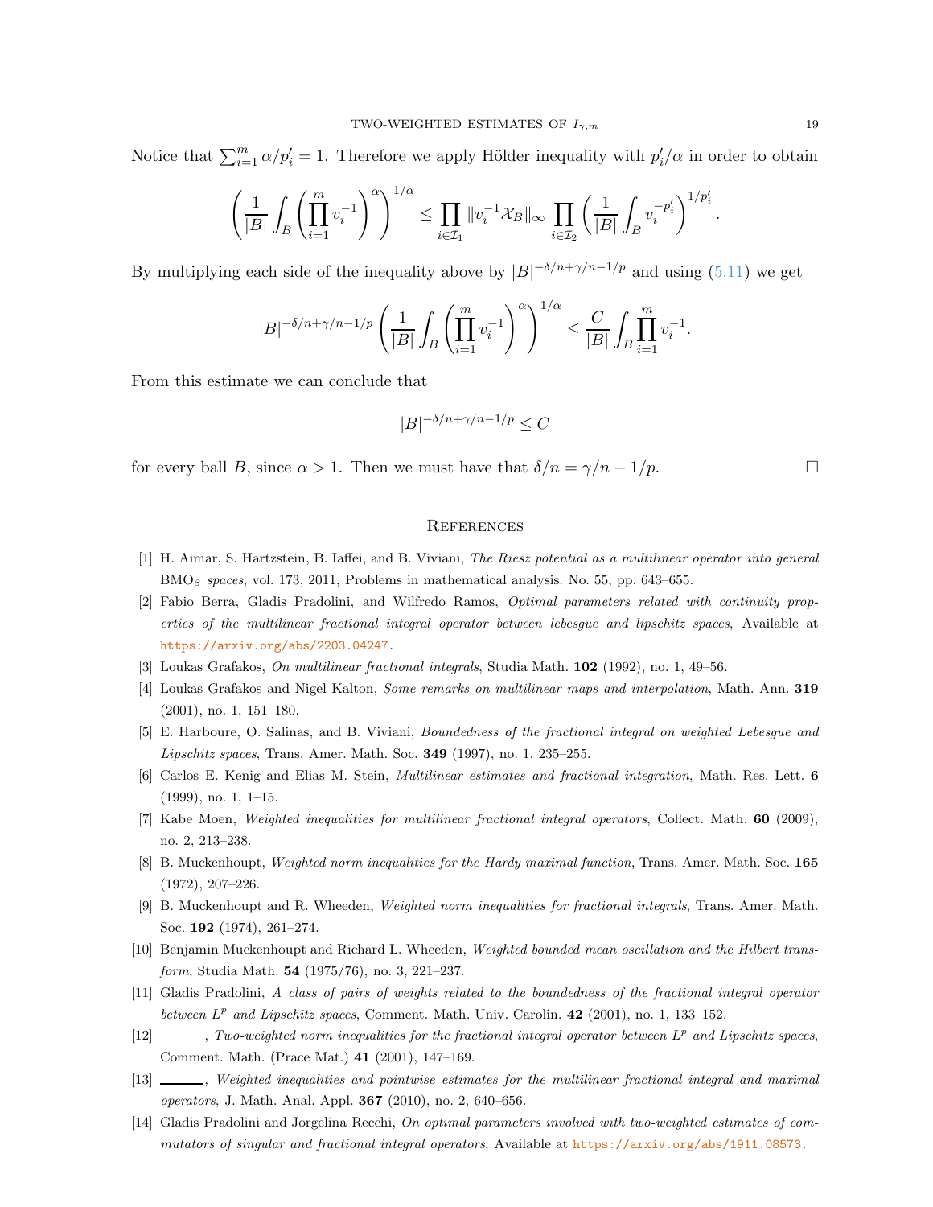Notice that $\sum_{i=1}^m \alpha/p_i' = 1$. Therefore we apply Hölder inequality with $p_i'/\alpha$ in order to obtain

$$\left(\frac{1}{|B|}\int_B \left(\prod_{i=1}^m v_i^{-1}\right)^{\alpha}\right)^{1/\alpha} \leq \prod_{i\in\mathcal{I}_1} \|v_i^{-1}\mathcal{X}_B\|_\infty \prod_{i\in\mathcal{I}_2}\left(\frac{1}{|B|}\int_B v_i^{-p_i'}\right)^{1/p_i'}.$$

By multiplying each side of the inequality above by $|B|^{-\delta/n+\gamma/n-1/p}$ and using (5.11) we get

$$|B|^{-\delta/n+\gamma/n-1/p}\left(\frac{1}{|B|}\int_B \left(\prod_{i=1}^m v_i^{-1}\right)^{\alpha}\right)^{1/\alpha} \leq \frac{C}{|B|}\int_B \prod_{i=1}^m v_i^{-1}.$$

From this estimate we can conclude that

$$|B|^{-\delta/n+\gamma/n-1/p} \leq C$$

for every ball $B$, since $\alpha > 1$. Then we must have that $\delta/n = \gamma/n - 1/p$. □

## References

[1] H. Aimar, S. Hartzstein, B. Iaffei, and B. Viviani, *The Riesz potential as a multilinear operator into general* $\mathrm{BMO}_\beta$ *spaces*, vol. 173, 2011, Problems in mathematical analysis. No. 55, pp. 643–655.

[2] Fabio Berra, Gladis Pradolini, and Wilfredo Ramos, *Optimal parameters related with continuity properties of the multilinear fractional integral operator between lebesgue and lipschitz spaces*, Available at https://arxiv.org/abs/2203.04247.

[3] Loukas Grafakos, *On multilinear fractional integrals*, Studia Math. **102** (1992), no. 1, 49–56.

[4] Loukas Grafakos and Nigel Kalton, *Some remarks on multilinear maps and interpolation*, Math. Ann. **319** (2001), no. 1, 151–180.

[5] E. Harboure, O. Salinas, and B. Viviani, *Boundedness of the fractional integral on weighted Lebesgue and Lipschitz spaces*, Trans. Amer. Math. Soc. **349** (1997), no. 1, 235–255.

[6] Carlos E. Kenig and Elias M. Stein, *Multilinear estimates and fractional integration*, Math. Res. Lett. **6** (1999), no. 1, 1–15.

[7] Kabe Moen, *Weighted inequalities for multilinear fractional integral operators*, Collect. Math. **60** (2009), no. 2, 213–238.

[8] B. Muckenhoupt, *Weighted norm inequalities for the Hardy maximal function*, Trans. Amer. Math. Soc. **165** (1972), 207–226.

[9] B. Muckenhoupt and R. Wheeden, *Weighted norm inequalities for fractional integrals*, Trans. Amer. Math. Soc. **192** (1974), 261–274.

[10] Benjamin Muckenhoupt and Richard L. Wheeden, *Weighted bounded mean oscillation and the Hilbert transform*, Studia Math. **54** (1975/76), no. 3, 221–237.

[11] Gladis Pradolini, *A class of pairs of weights related to the boundedness of the fractional integral operator between* $L^p$ *and Lipschitz spaces*, Comment. Math. Univ. Carolin. **42** (2001), no. 1, 133–152.

[12] ______, *Two-weighted norm inequalities for the fractional integral operator between* $L^p$ *and Lipschitz spaces*, Comment. Math. (Prace Mat.) **41** (2001), 147–169.

[13] ______, *Weighted inequalities and pointwise estimates for the multilinear fractional integral and maximal operators*, J. Math. Anal. Appl. **367** (2010), no. 2, 640–656.

[14] Gladis Pradolini and Jorgelina Recchi, *On optimal parameters involved with two-weighted estimates of commutators of singular and fractional integral operators*, Available at https://arxiv.org/abs/1911.08573.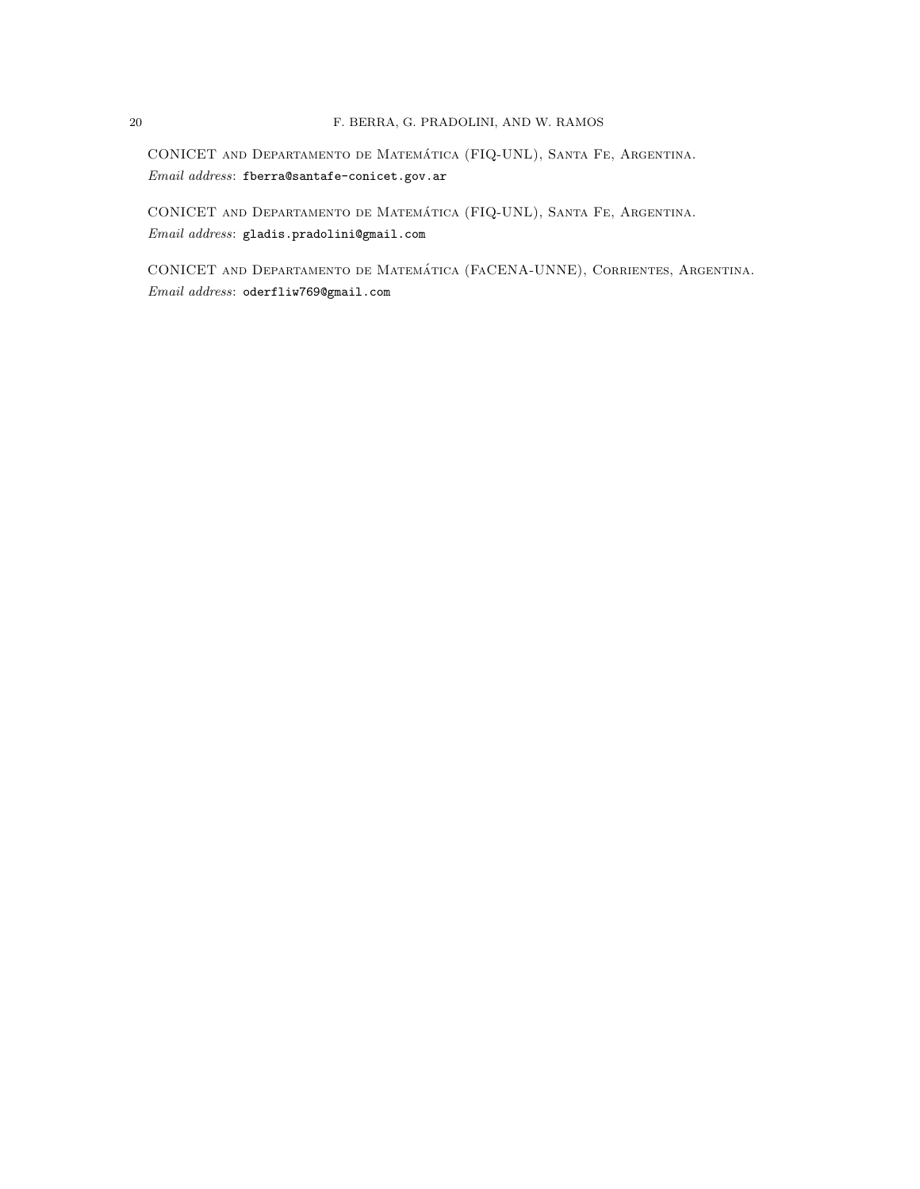CONICET and Departamento de Matemática (FIQ-UNL), Santa Fe, Argentina.
*Email address*: fberra@santafe-conicet.gov.ar

CONICET and Departamento de Matemática (FIQ-UNL), Santa Fe, Argentina.
*Email address*: gladis.pradolini@gmail.com

CONICET and Departamento de Matemática (FaCENA-UNNE), Corrientes, Argentina.
*Email address*: oderfliw769@gmail.com